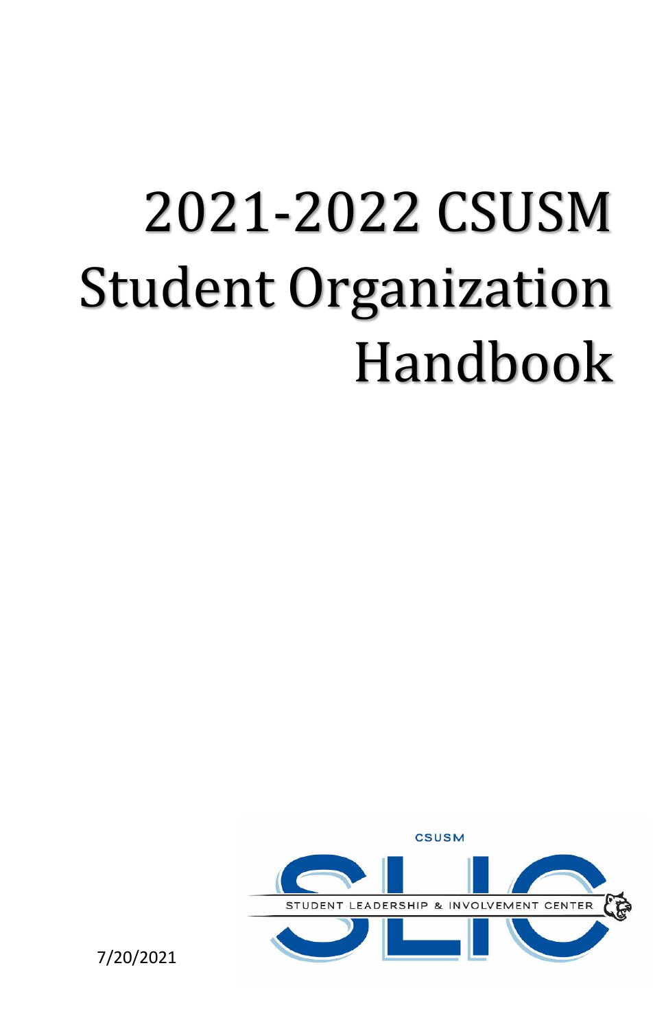# 2021-2022 CSUSM Student Organization Handbook

CSUSM

STUDENT LEADERSHIP & INVOLVEMENT CENTER

7/20/2021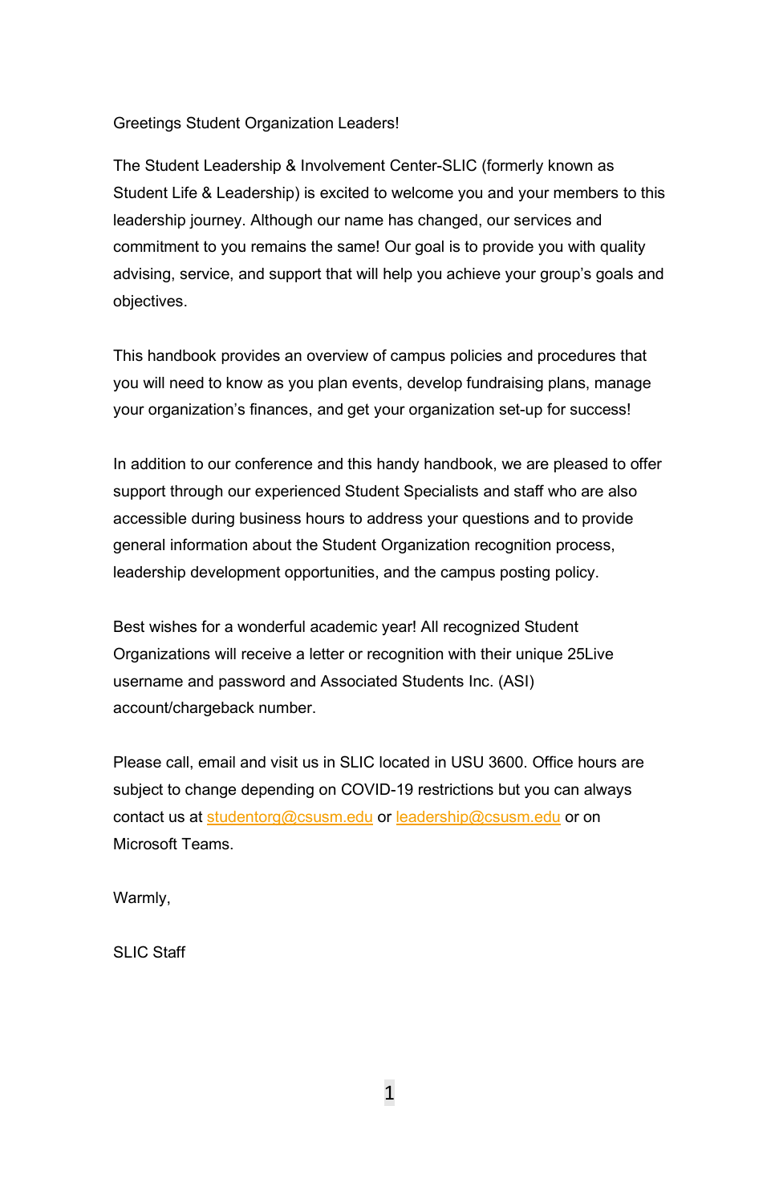Greetings Student Organization Leaders!

The Student Leadership & Involvement Center-SLIC (formerly known as Student Life & Leadership) is excited to welcome you and your members to this leadership journey. Although our name has changed, our services and commitment to you remains the same! Our goal is to provide you with quality advising, service, and support that will help you achieve your group's goals and objectives.

This handbook provides an overview of campus policies and procedures that you will need to know as you plan events, develop fundraising plans, manage your organization's finances, and get your organization set-up for success!

In addition to our conference and this handy handbook, we are pleased to offer support through our experienced Student Specialists and staff who are also accessible during business hours to address your questions and to provide general information about the Student Organization recognition process, leadership development opportunities, and the campus posting policy.

Best wishes for a wonderful academic year! All recognized Student Organizations will receive a letter or recognition with their unique 25Live username and password and Associated Students Inc. (ASI) account/chargeback number.

Please call, email and visit us in SLIC located in USU 3600. Office hours are subject to change depending on COVID-19 restrictions but you can always contact us at studentorg@csusm.edu or leadership@csusm.edu or on Microsoft Teams.

Warmly,

SLIC Staff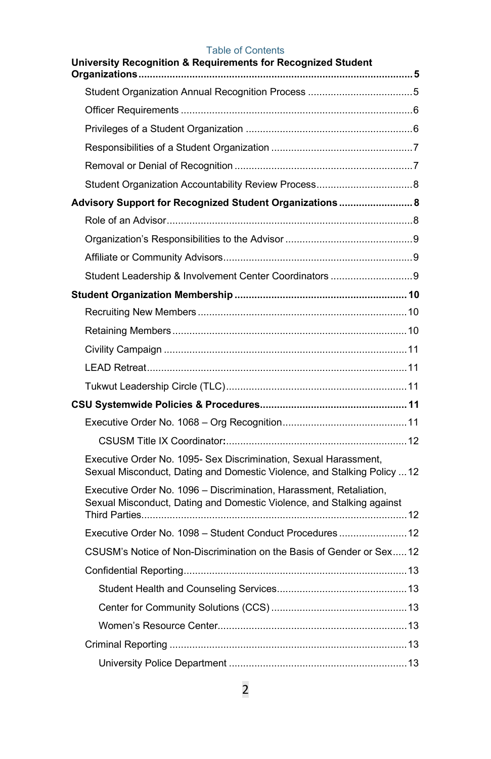Table of Contents

**University Recognition & Requirements for Recognized Student Organizations** ..... **5**

- Student Organization Annual Recognition Process ..... 5
- Officer Requirements ..... 6
- Privileges of a Student Organization ..... 6
- Responsibilities of a Student Organization ..... 7
- Removal or Denial of Recognition ..... 7
- Student Organization Accountability Review Process ..... 8

**Advisory Support for Recognized Student Organizations** ..... **8**

- Role of an Advisor ..... 8
- Organization's Responsibilities to the Advisor ..... 9
- Affiliate or Community Advisors ..... 9
- Student Leadership & Involvement Center Coordinators ..... 9

**Student Organization Membership** ..... **10**

- Recruiting New Members ..... 10
- Retaining Members ..... 10
- Civility Campaign ..... 11
- LEAD Retreat ..... 11
- Tukwut Leadership Circle (TLC) ..... 11

**CSU Systemwide Policies & Procedures** ..... **11**

- Executive Order No. 1068 – Org Recognition ..... 11
  - CSUSM Title IX Coordinator**:** ..... 12
- Executive Order No. 1095- Sex Discrimination, Sexual Harassment, Sexual Misconduct, Dating and Domestic Violence, and Stalking Policy ..... 12
- Executive Order No. 1096 – Discrimination, Harassment, Retaliation, Sexual Misconduct, Dating and Domestic Violence, and Stalking against Third Parties ..... 12
- Executive Order No. 1098 – Student Conduct Procedures ..... 12
- CSUSM's Notice of Non-Discrimination on the Basis of Gender or Sex ..... 12
- Confidential Reporting ..... 13
  - Student Health and Counseling Services ..... 13
  - Center for Community Solutions (CCS) ..... 13
  - Women's Resource Center ..... 13
- Criminal Reporting ..... 13
  - University Police Department ..... 13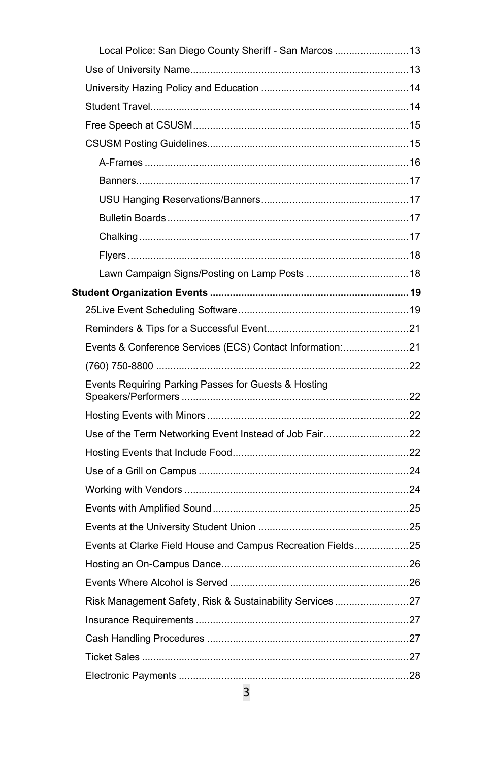- Local Police: San Diego County Sheriff - San Marcos .......................... 13
- Use of University Name............................................................................ 13
- University Hazing Policy and Education .................................................... 14
- Student Travel........................................................................................... 14
- Free Speech at CSUSM............................................................................ 15
- CSUSM Posting Guidelines....................................................................... 15
  - A-Frames ............................................................................................ 16
  - Banners................................................................................................ 17
  - USU Hanging Reservations/Banners.................................................... 17
  - Bulletin Boards .................................................................................... 17
  - Chalking ............................................................................................... 17
  - Flyers ................................................................................................... 18
  - Lawn Campaign Signs/Posting on Lamp Posts .................................... 18

**Student Organization Events ..................................................................... 19**

- 25Live Event Scheduling Software ............................................................ 19
- Reminders & Tips for a Successful Event.................................................. 21
- Events & Conference Services (ECS) Contact Information:....................... 21
- (760) 750-8800 ......................................................................................... 22
- Events Requiring Parking Passes for Guests & Hosting Speakers/Performers ............................................................................... 22
- Hosting Events with Minors ....................................................................... 22
- Use of the Term Networking Event Instead of Job Fair.............................. 22
- Hosting Events that Include Food.............................................................. 22
- Use of a Grill on Campus .......................................................................... 24
- Working with Vendors ............................................................................... 24
- Events with Amplified Sound..................................................................... 25
- Events at the University Student Union ..................................................... 25
- Events at Clarke Field House and Campus Recreation Fields................... 25
- Hosting an On-Campus Dance.................................................................. 26
- Events Where Alcohol is Served ............................................................... 26
- Risk Management Safety, Risk & Sustainability Services .......................... 27
- Insurance Requirements ........................................................................... 27
- Cash Handling Procedures ....................................................................... 27
- Ticket Sales .............................................................................................. 27
- Electronic Payments ................................................................................. 28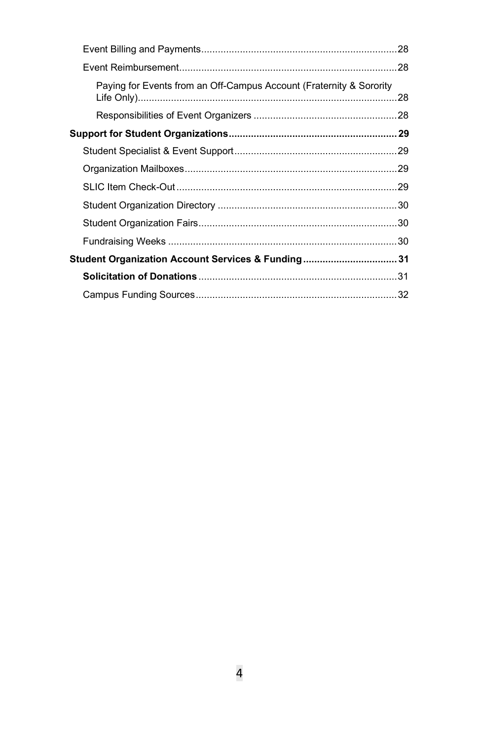- Event Billing and Payments....................................................................28
- Event Reimbursement............................................................................28
  - Paying for Events from an Off-Campus Account (Fraternity & Sorority Life Only)............................................................................................28
  - Responsibilities of Event Organizers ..................................................28

**Support for Student Organizations............................................................ 29**

- Student Specialist & Event Support..........................................................29
- Organization Mailboxes............................................................................29
- SLIC Item Check-Out ...............................................................................29
- Student Organization Directory ...............................................................30
- Student Organization Fairs.......................................................................30
- Fundraising Weeks ..................................................................................30

**Student Organization Account Services & Funding .................................. 31**

- **Solicitation of Donations** .......................................................................31
- Campus Funding Sources........................................................................32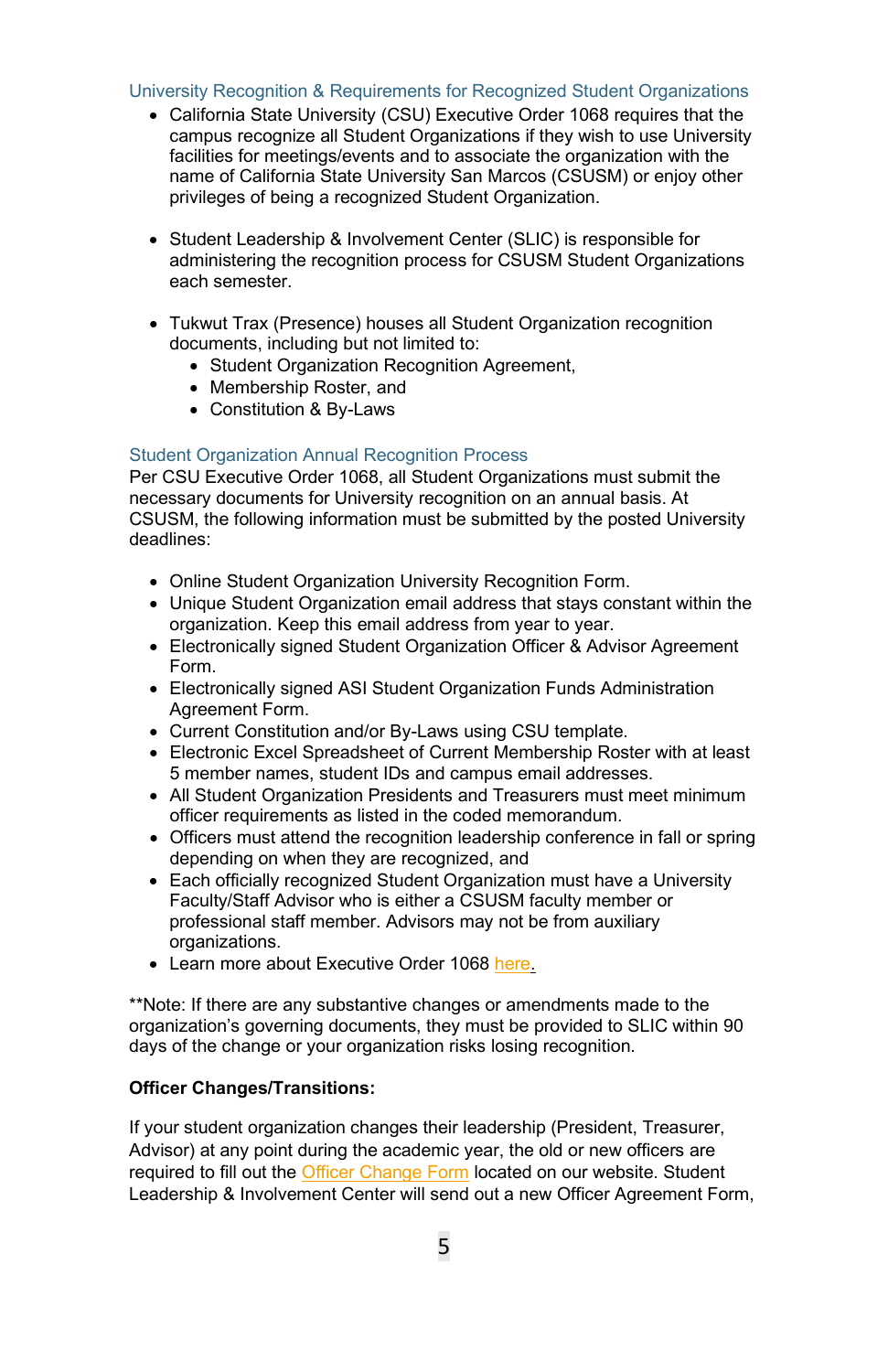## University Recognition & Requirements for Recognized Student Organizations

- California State University (CSU) Executive Order 1068 requires that the campus recognize all Student Organizations if they wish to use University facilities for meetings/events and to associate the organization with the name of California State University San Marcos (CSUSM) or enjoy other privileges of being a recognized Student Organization.

- Student Leadership & Involvement Center (SLIC) is responsible for administering the recognition process for CSUSM Student Organizations each semester.

- Tukwut Trax (Presence) houses all Student Organization recognition documents, including but not limited to:
  - Student Organization Recognition Agreement,
  - Membership Roster, and
  - Constitution & By-Laws

## Student Organization Annual Recognition Process

Per CSU Executive Order 1068, all Student Organizations must submit the necessary documents for University recognition on an annual basis. At CSUSM, the following information must be submitted by the posted University deadlines:

- Online Student Organization University Recognition Form.
- Unique Student Organization email address that stays constant within the organization. Keep this email address from year to year.
- Electronically signed Student Organization Officer & Advisor Agreement Form.
- Electronically signed ASI Student Organization Funds Administration Agreement Form.
- Current Constitution and/or By-Laws using CSU template.
- Electronic Excel Spreadsheet of Current Membership Roster with at least 5 member names, student IDs and campus email addresses.
- All Student Organization Presidents and Treasurers must meet minimum officer requirements as listed in the coded memorandum.
- Officers must attend the recognition leadership conference in fall or spring depending on when they are recognized, and
- Each officially recognized Student Organization must have a University Faculty/Staff Advisor who is either a CSUSM faculty member or professional staff member. Advisors may not be from auxiliary organizations.
- Learn more about Executive Order 1068 here.

**Note: If there are any substantive changes or amendments made to the organization's governing documents, they must be provided to SLIC within 90 days of the change or your organization risks losing recognition.

**Officer Changes/Transitions:**

If your student organization changes their leadership (President, Treasurer, Advisor) at any point during the academic year, the old or new officers are required to fill out the Officer Change Form located on our website. Student Leadership & Involvement Center will send out a new Officer Agreement Form,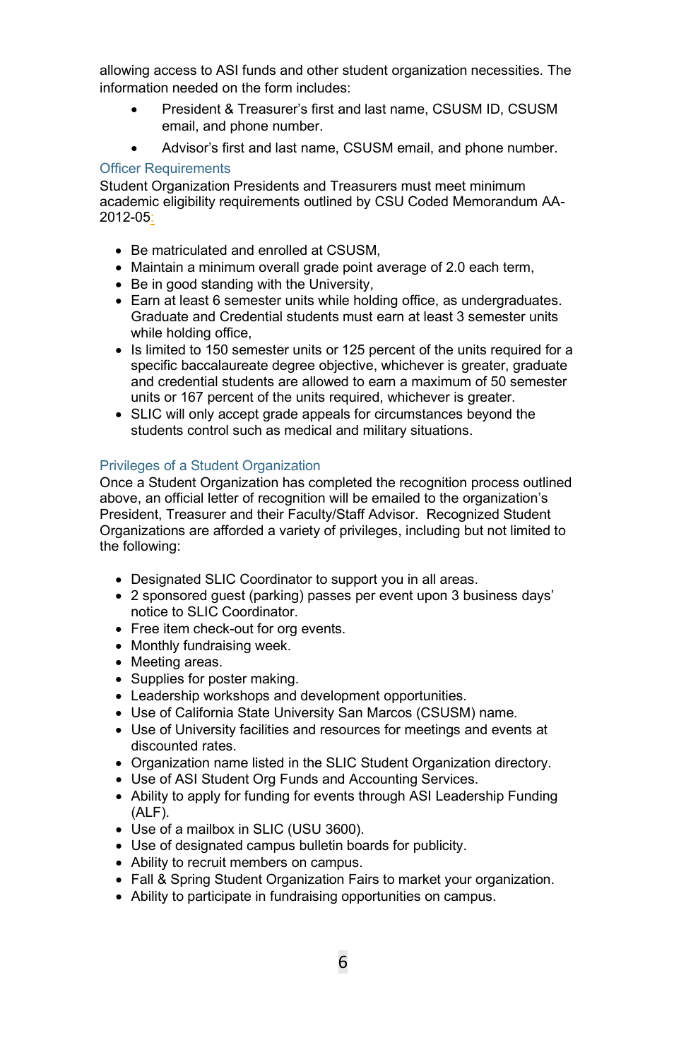allowing access to ASI funds and other student organization necessities. The information needed on the form includes:

- President & Treasurer's first and last name, CSUSM ID, CSUSM email, and phone number.
- Advisor's first and last name, CSUSM email, and phone number.

### Officer Requirements

Student Organization Presidents and Treasurers must meet minimum academic eligibility requirements outlined by CSU Coded Memorandum AA-2012-05:

- Be matriculated and enrolled at CSUSM,
- Maintain a minimum overall grade point average of 2.0 each term,
- Be in good standing with the University,
- Earn at least 6 semester units while holding office, as undergraduates. Graduate and Credential students must earn at least 3 semester units while holding office,
- Is limited to 150 semester units or 125 percent of the units required for a specific baccalaureate degree objective, whichever is greater, graduate and credential students are allowed to earn a maximum of 50 semester units or 167 percent of the units required, whichever is greater.
- SLIC will only accept grade appeals for circumstances beyond the students control such as medical and military situations.

### Privileges of a Student Organization

Once a Student Organization has completed the recognition process outlined above, an official letter of recognition will be emailed to the organization's President, Treasurer and their Faculty/Staff Advisor. Recognized Student Organizations are afforded a variety of privileges, including but not limited to the following:

- Designated SLIC Coordinator to support you in all areas.
- 2 sponsored guest (parking) passes per event upon 3 business days' notice to SLIC Coordinator.
- Free item check-out for org events.
- Monthly fundraising week.
- Meeting areas.
- Supplies for poster making.
- Leadership workshops and development opportunities.
- Use of California State University San Marcos (CSUSM) name.
- Use of University facilities and resources for meetings and events at discounted rates.
- Organization name listed in the SLIC Student Organization directory.
- Use of ASI Student Org Funds and Accounting Services.
- Ability to apply for funding for events through ASI Leadership Funding (ALF).
- Use of a mailbox in SLIC (USU 3600).
- Use of designated campus bulletin boards for publicity.
- Ability to recruit members on campus.
- Fall & Spring Student Organization Fairs to market your organization.
- Ability to participate in fundraising opportunities on campus.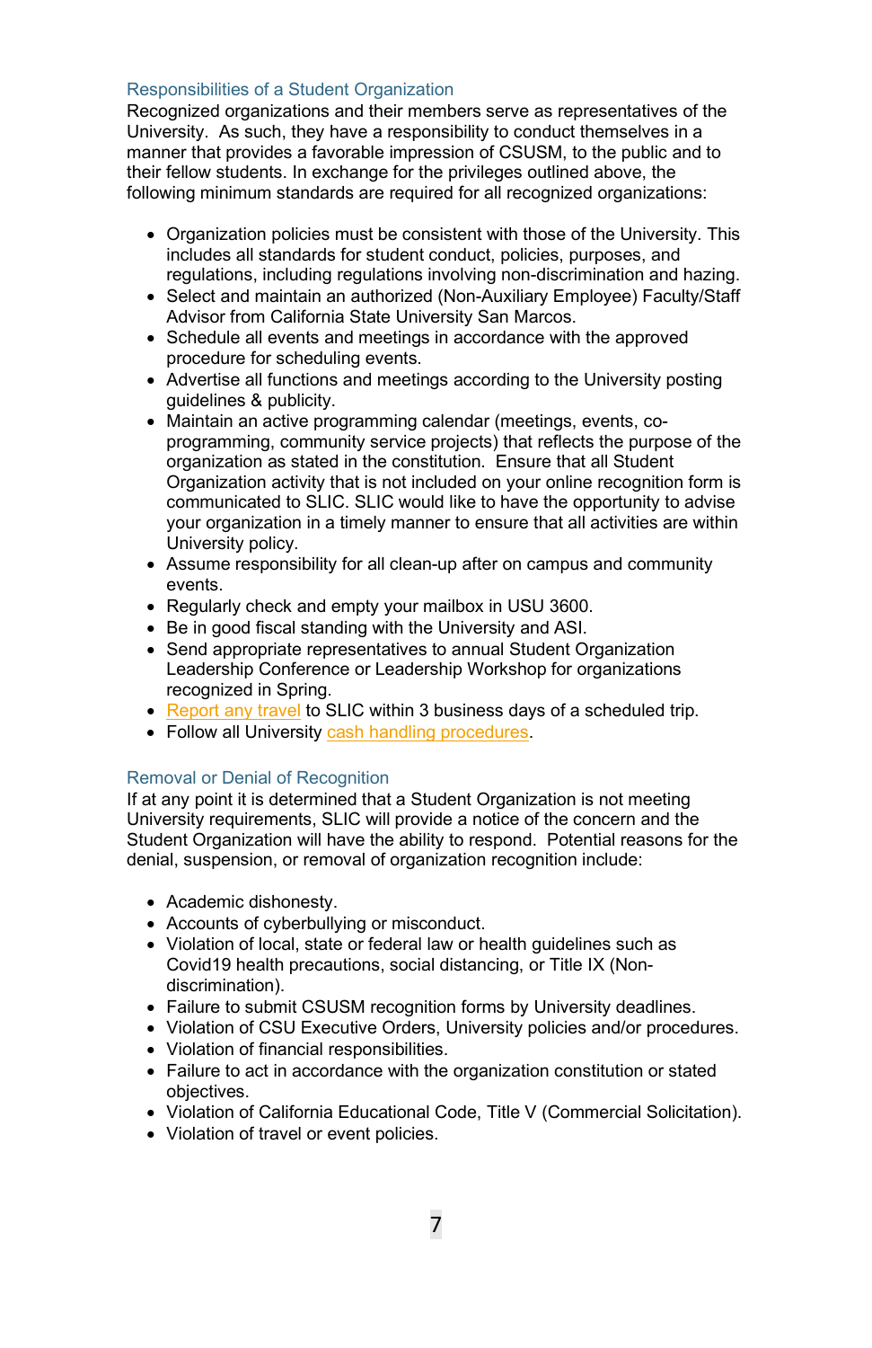## Responsibilities of a Student Organization

Recognized organizations and their members serve as representatives of the University. As such, they have a responsibility to conduct themselves in a manner that provides a favorable impression of CSUSM, to the public and to their fellow students. In exchange for the privileges outlined above, the following minimum standards are required for all recognized organizations:

- Organization policies must be consistent with those of the University. This includes all standards for student conduct, policies, purposes, and regulations, including regulations involving non-discrimination and hazing.
- Select and maintain an authorized (Non-Auxiliary Employee) Faculty/Staff Advisor from California State University San Marcos.
- Schedule all events and meetings in accordance with the approved procedure for scheduling events.
- Advertise all functions and meetings according to the University posting guidelines & publicity.
- Maintain an active programming calendar (meetings, events, co-programming, community service projects) that reflects the purpose of the organization as stated in the constitution. Ensure that all Student Organization activity that is not included on your online recognition form is communicated to SLIC. SLIC would like to have the opportunity to advise your organization in a timely manner to ensure that all activities are within University policy.
- Assume responsibility for all clean-up after on campus and community events.
- Regularly check and empty your mailbox in USU 3600.
- Be in good fiscal standing with the University and ASI.
- Send appropriate representatives to annual Student Organization Leadership Conference or Leadership Workshop for organizations recognized in Spring.
- Report any travel to SLIC within 3 business days of a scheduled trip.
- Follow all University cash handling procedures.

## Removal or Denial of Recognition

If at any point it is determined that a Student Organization is not meeting University requirements, SLIC will provide a notice of the concern and the Student Organization will have the ability to respond. Potential reasons for the denial, suspension, or removal of organization recognition include:

- Academic dishonesty.
- Accounts of cyberbullying or misconduct.
- Violation of local, state or federal law or health guidelines such as Covid19 health precautions, social distancing, or Title IX (Non-discrimination).
- Failure to submit CSUSM recognition forms by University deadlines.
- Violation of CSU Executive Orders, University policies and/or procedures.
- Violation of financial responsibilities.
- Failure to act in accordance with the organization constitution or stated objectives.
- Violation of California Educational Code, Title V (Commercial Solicitation).
- Violation of travel or event policies.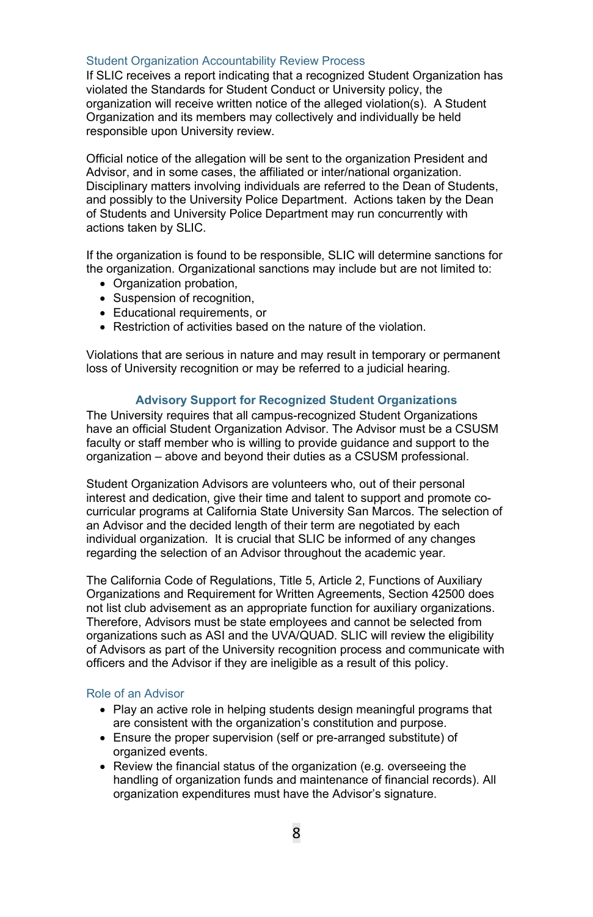### Student Organization Accountability Review Process

If SLIC receives a report indicating that a recognized Student Organization has violated the Standards for Student Conduct or University policy, the organization will receive written notice of the alleged violation(s). A Student Organization and its members may collectively and individually be held responsible upon University review.

Official notice of the allegation will be sent to the organization President and Advisor, and in some cases, the affiliated or inter/national organization. Disciplinary matters involving individuals are referred to the Dean of Students, and possibly to the University Police Department. Actions taken by the Dean of Students and University Police Department may run concurrently with actions taken by SLIC.

If the organization is found to be responsible, SLIC will determine sanctions for the organization. Organizational sanctions may include but are not limited to:

- Organization probation,
- Suspension of recognition,
- Educational requirements, or
- Restriction of activities based on the nature of the violation.

Violations that are serious in nature and may result in temporary or permanent loss of University recognition or may be referred to a judicial hearing.

## Advisory Support for Recognized Student Organizations

The University requires that all campus-recognized Student Organizations have an official Student Organization Advisor. The Advisor must be a CSUSM faculty or staff member who is willing to provide guidance and support to the organization – above and beyond their duties as a CSUSM professional.

Student Organization Advisors are volunteers who, out of their personal interest and dedication, give their time and talent to support and promote co-curricular programs at California State University San Marcos. The selection of an Advisor and the decided length of their term are negotiated by each individual organization. It is crucial that SLIC be informed of any changes regarding the selection of an Advisor throughout the academic year.

The California Code of Regulations, Title 5, Article 2, Functions of Auxiliary Organizations and Requirement for Written Agreements, Section 42500 does not list club advisement as an appropriate function for auxiliary organizations. Therefore, Advisors must be state employees and cannot be selected from organizations such as ASI and the UVA/QUAD. SLIC will review the eligibility of Advisors as part of the University recognition process and communicate with officers and the Advisor if they are ineligible as a result of this policy.

### Role of an Advisor

- Play an active role in helping students design meaningful programs that are consistent with the organization's constitution and purpose.
- Ensure the proper supervision (self or pre-arranged substitute) of organized events.
- Review the financial status of the organization (e.g. overseeing the handling of organization funds and maintenance of financial records). All organization expenditures must have the Advisor's signature.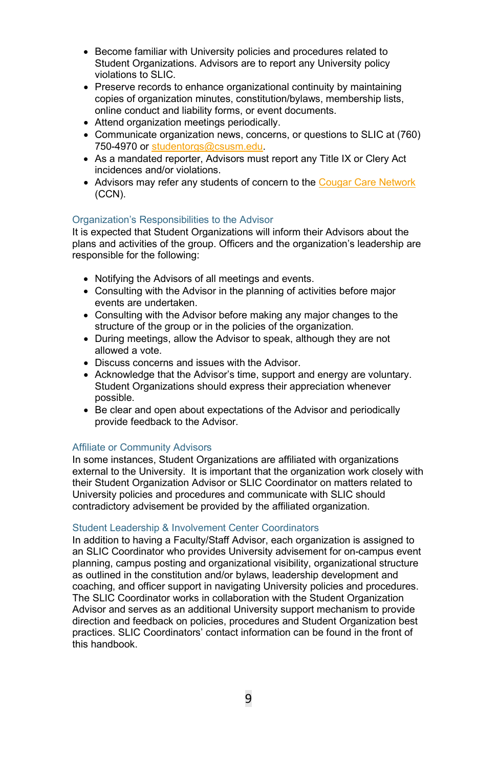- Become familiar with University policies and procedures related to Student Organizations. Advisors are to report any University policy violations to SLIC.
- Preserve records to enhance organizational continuity by maintaining copies of organization minutes, constitution/bylaws, membership lists, online conduct and liability forms, or event documents.
- Attend organization meetings periodically.
- Communicate organization news, concerns, or questions to SLIC at (760) 750-4970 or studentorgs@csusm.edu.
- As a mandated reporter, Advisors must report any Title IX or Clery Act incidences and/or violations.
- Advisors may refer any students of concern to the Cougar Care Network (CCN).

### Organization's Responsibilities to the Advisor

It is expected that Student Organizations will inform their Advisors about the plans and activities of the group. Officers and the organization's leadership are responsible for the following:

- Notifying the Advisors of all meetings and events.
- Consulting with the Advisor in the planning of activities before major events are undertaken.
- Consulting with the Advisor before making any major changes to the structure of the group or in the policies of the organization.
- During meetings, allow the Advisor to speak, although they are not allowed a vote.
- Discuss concerns and issues with the Advisor.
- Acknowledge that the Advisor's time, support and energy are voluntary. Student Organizations should express their appreciation whenever possible.
- Be clear and open about expectations of the Advisor and periodically provide feedback to the Advisor.

### Affiliate or Community Advisors

In some instances, Student Organizations are affiliated with organizations external to the University. It is important that the organization work closely with their Student Organization Advisor or SLIC Coordinator on matters related to University policies and procedures and communicate with SLIC should contradictory advisement be provided by the affiliated organization.

### Student Leadership & Involvement Center Coordinators

In addition to having a Faculty/Staff Advisor, each organization is assigned to an SLIC Coordinator who provides University advisement for on-campus event planning, campus posting and organizational visibility, organizational structure as outlined in the constitution and/or bylaws, leadership development and coaching, and officer support in navigating University policies and procedures. The SLIC Coordinator works in collaboration with the Student Organization Advisor and serves as an additional University support mechanism to provide direction and feedback on policies, procedures and Student Organization best practices. SLIC Coordinators' contact information can be found in the front of this handbook.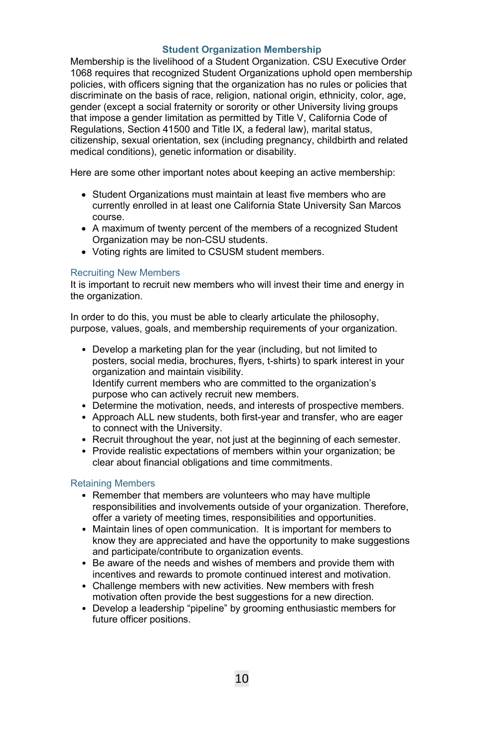## Student Organization Membership

Membership is the livelihood of a Student Organization. CSU Executive Order 1068 requires that recognized Student Organizations uphold open membership policies, with officers signing that the organization has no rules or policies that discriminate on the basis of race, religion, national origin, ethnicity, color, age, gender (except a social fraternity or sorority or other University living groups that impose a gender limitation as permitted by Title V, California Code of Regulations, Section 41500 and Title IX, a federal law), marital status, citizenship, sexual orientation, sex (including pregnancy, childbirth and related medical conditions), genetic information or disability.

Here are some other important notes about keeping an active membership:

- Student Organizations must maintain at least five members who are currently enrolled in at least one California State University San Marcos course.
- A maximum of twenty percent of the members of a recognized Student Organization may be non-CSU students.
- Voting rights are limited to CSUSM student members.

### Recruiting New Members

It is important to recruit new members who will invest their time and energy in the organization.

In order to do this, you must be able to clearly articulate the philosophy, purpose, values, goals, and membership requirements of your organization.

- Develop a marketing plan for the year (including, but not limited to posters, social media, brochures, flyers, t-shirts) to spark interest in your organization and maintain visibility.
  Identify current members who are committed to the organization's purpose who can actively recruit new members.
- Determine the motivation, needs, and interests of prospective members.
- Approach ALL new students, both first-year and transfer, who are eager to connect with the University.
- Recruit throughout the year, not just at the beginning of each semester.
- Provide realistic expectations of members within your organization; be clear about financial obligations and time commitments.

### Retaining Members

- Remember that members are volunteers who may have multiple responsibilities and involvements outside of your organization. Therefore, offer a variety of meeting times, responsibilities and opportunities.
- Maintain lines of open communication. It is important for members to know they are appreciated and have the opportunity to make suggestions and participate/contribute to organization events.
- Be aware of the needs and wishes of members and provide them with incentives and rewards to promote continued interest and motivation.
- Challenge members with new activities. New members with fresh motivation often provide the best suggestions for a new direction.
- Develop a leadership "pipeline" by grooming enthusiastic members for future officer positions.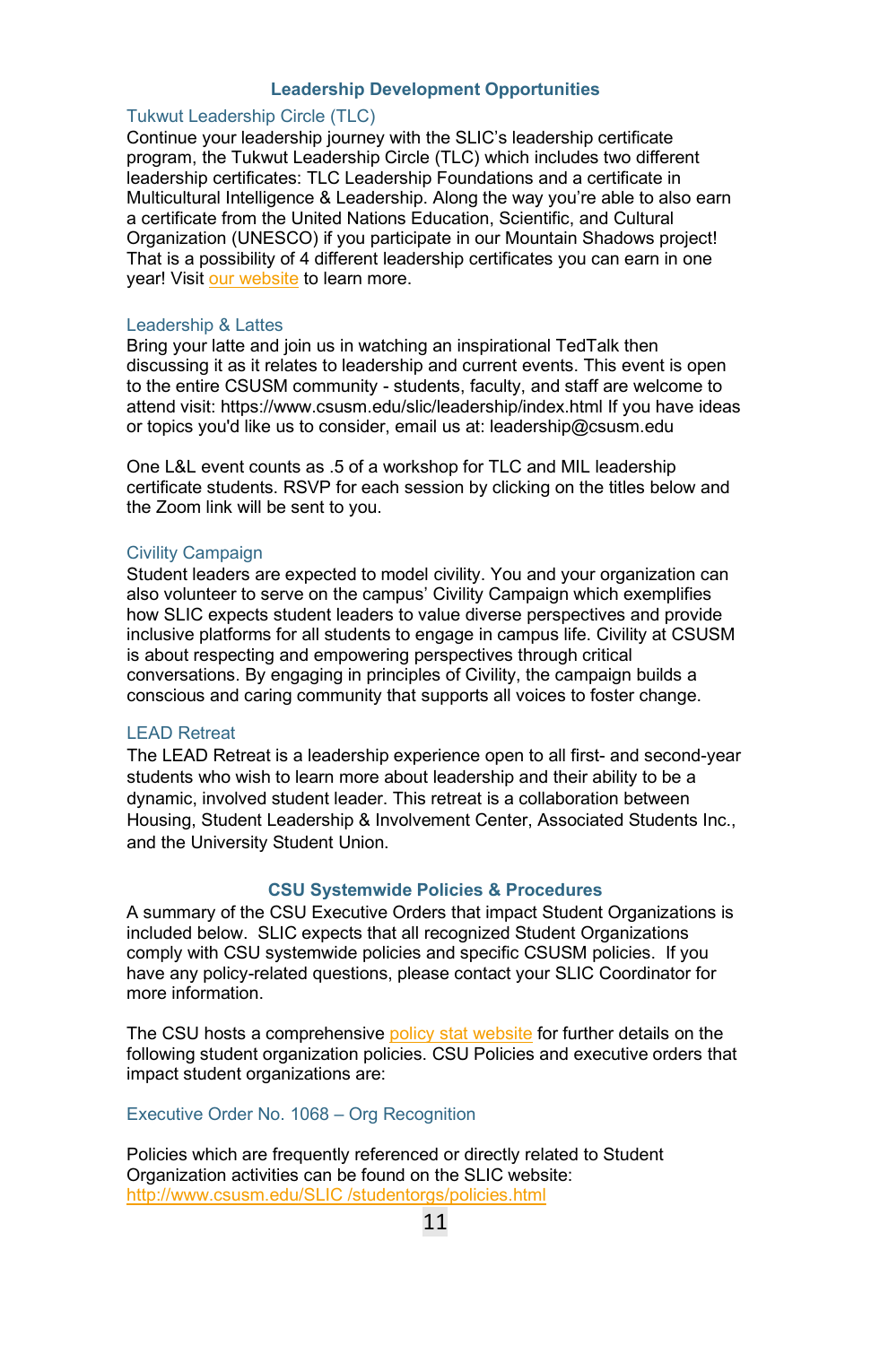## Leadership Development Opportunities

### Tukwut Leadership Circle (TLC)

Continue your leadership journey with the SLIC's leadership certificate program, the Tukwut Leadership Circle (TLC) which includes two different leadership certificates: TLC Leadership Foundations and a certificate in Multicultural Intelligence & Leadership. Along the way you're able to also earn a certificate from the United Nations Education, Scientific, and Cultural Organization (UNESCO) if you participate in our Mountain Shadows project! That is a possibility of 4 different leadership certificates you can earn in one year! Visit our website to learn more.

### Leadership & Lattes

Bring your latte and join us in watching an inspirational TedTalk then discussing it as it relates to leadership and current events. This event is open to the entire CSUSM community - students, faculty, and staff are welcome to attend visit: https://www.csusm.edu/slic/leadership/index.html If you have ideas or topics you'd like us to consider, email us at: leadership@csusm.edu

One L&L event counts as .5 of a workshop for TLC and MIL leadership certificate students. RSVP for each session by clicking on the titles below and the Zoom link will be sent to you.

### Civility Campaign

Student leaders are expected to model civility. You and your organization can also volunteer to serve on the campus' Civility Campaign which exemplifies how SLIC expects student leaders to value diverse perspectives and provide inclusive platforms for all students to engage in campus life. Civility at CSUSM is about respecting and empowering perspectives through critical conversations. By engaging in principles of Civility, the campaign builds a conscious and caring community that supports all voices to foster change.

### LEAD Retreat

The LEAD Retreat is a leadership experience open to all first- and second-year students who wish to learn more about leadership and their ability to be a dynamic, involved student leader. This retreat is a collaboration between Housing, Student Leadership & Involvement Center, Associated Students Inc., and the University Student Union.

## CSU Systemwide Policies & Procedures

A summary of the CSU Executive Orders that impact Student Organizations is included below. SLIC expects that all recognized Student Organizations comply with CSU systemwide policies and specific CSUSM policies. If you have any policy-related questions, please contact your SLIC Coordinator for more information.

The CSU hosts a comprehensive policy stat website for further details on the following student organization policies. CSU Policies and executive orders that impact student organizations are:

### Executive Order No. 1068 – Org Recognition

Policies which are frequently referenced or directly related to Student Organization activities can be found on the SLIC website: http://www.csusm.edu/SLIC /studentorgs/policies.html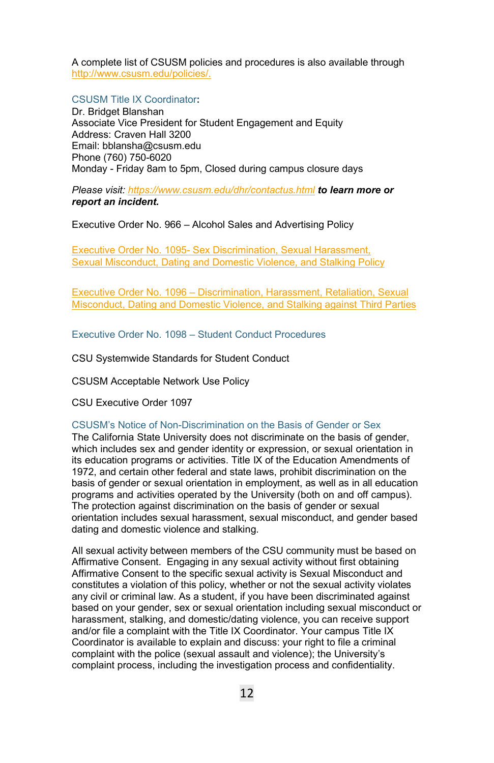A complete list of CSUSM policies and procedures is also available through http://www.csusm.edu/policies/.

### CSUSM Title IX Coordinator:

Dr. Bridget Blanshan
Associate Vice President for Student Engagement and Equity
Address: Craven Hall 3200
Email: bblansha@csusm.edu
Phone (760) 750-6020
Monday - Friday 8am to 5pm, Closed during campus closure days

*Please visit: https://www.csusm.edu/dhr/contactus.html* ***to learn more or report an incident.***

Executive Order No. 966 – Alcohol Sales and Advertising Policy

Executive Order No. 1095- Sex Discrimination, Sexual Harassment, Sexual Misconduct, Dating and Domestic Violence, and Stalking Policy

Executive Order No. 1096 – Discrimination, Harassment, Retaliation, Sexual Misconduct, Dating and Domestic Violence, and Stalking against Third Parties

Executive Order No. 1098 – Student Conduct Procedures

CSU Systemwide Standards for Student Conduct

CSUSM Acceptable Network Use Policy

CSU Executive Order 1097

### CSUSM's Notice of Non-Discrimination on the Basis of Gender or Sex

The California State University does not discriminate on the basis of gender, which includes sex and gender identity or expression, or sexual orientation in its education programs or activities. Title IX of the Education Amendments of 1972, and certain other federal and state laws, prohibit discrimination on the basis of gender or sexual orientation in employment, as well as in all education programs and activities operated by the University (both on and off campus). The protection against discrimination on the basis of gender or sexual orientation includes sexual harassment, sexual misconduct, and gender based dating and domestic violence and stalking.

All sexual activity between members of the CSU community must be based on Affirmative Consent. Engaging in any sexual activity without first obtaining Affirmative Consent to the specific sexual activity is Sexual Misconduct and constitutes a violation of this policy, whether or not the sexual activity violates any civil or criminal law. As a student, if you have been discriminated against based on your gender, sex or sexual orientation including sexual misconduct or harassment, stalking, and domestic/dating violence, you can receive support and/or file a complaint with the Title IX Coordinator. Your campus Title IX Coordinator is available to explain and discuss: your right to file a criminal complaint with the police (sexual assault and violence); the University's complaint process, including the investigation process and confidentiality.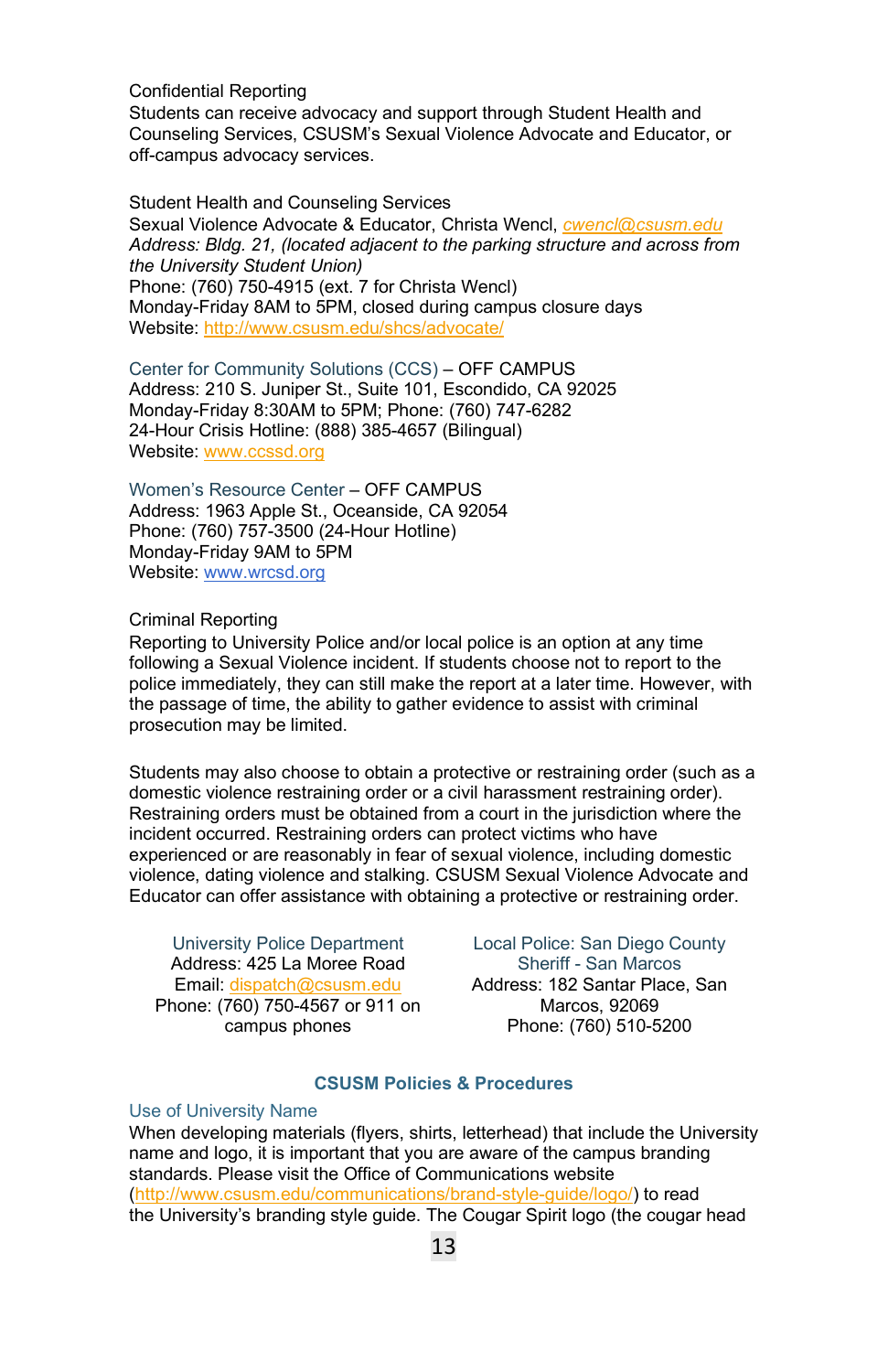Confidential Reporting

Students can receive advocacy and support through Student Health and Counseling Services, CSUSM's Sexual Violence Advocate and Educator, or off-campus advocacy services.

Student Health and Counseling Services
Sexual Violence Advocate & Educator, Christa Wencl, *cwencl@csusm.edu*
*Address: Bldg. 21, (located adjacent to the parking structure and across from the University Student Union)*
Phone: (760) 750-4915 (ext. 7 for Christa Wencl)
Monday-Friday 8AM to 5PM, closed during campus closure days
Website: http://www.csusm.edu/shcs/advocate/

Center for Community Solutions (CCS) – OFF CAMPUS
Address: 210 S. Juniper St., Suite 101, Escondido, CA 92025
Monday-Friday 8:30AM to 5PM; Phone: (760) 747-6282
24-Hour Crisis Hotline: (888) 385-4657 (Bilingual)
Website: www.ccssd.org

Women's Resource Center – OFF CAMPUS
Address: 1963 Apple St., Oceanside, CA 92054
Phone: (760) 757-3500 (24-Hour Hotline)
Monday-Friday 9AM to 5PM
Website: www.wrcsd.org

Criminal Reporting

Reporting to University Police and/or local police is an option at any time following a Sexual Violence incident. If students choose not to report to the police immediately, they can still make the report at a later time. However, with the passage of time, the ability to gather evidence to assist with criminal prosecution may be limited.

Students may also choose to obtain a protective or restraining order (such as a domestic violence restraining order or a civil harassment restraining order). Restraining orders must be obtained from a court in the jurisdiction where the incident occurred. Restraining orders can protect victims who have experienced or are reasonably in fear of sexual violence, including domestic violence, dating violence and stalking. CSUSM Sexual Violence Advocate and Educator can offer assistance with obtaining a protective or restraining order.

University Police Department
Address: 425 La Moree Road
Email: dispatch@csusm.edu
Phone: (760) 750-4567 or 911 on campus phones

Local Police: San Diego County Sheriff - San Marcos
Address: 182 Santar Place, San Marcos, 92069
Phone: (760) 510-5200

## CSUSM Policies & Procedures

### Use of University Name

When developing materials (flyers, shirts, letterhead) that include the University name and logo, it is important that you are aware of the campus branding standards. Please visit the Office of Communications website (http://www.csusm.edu/communications/brand-style-guide/logo/) to read the University's branding style guide. The Cougar Spirit logo (the cougar head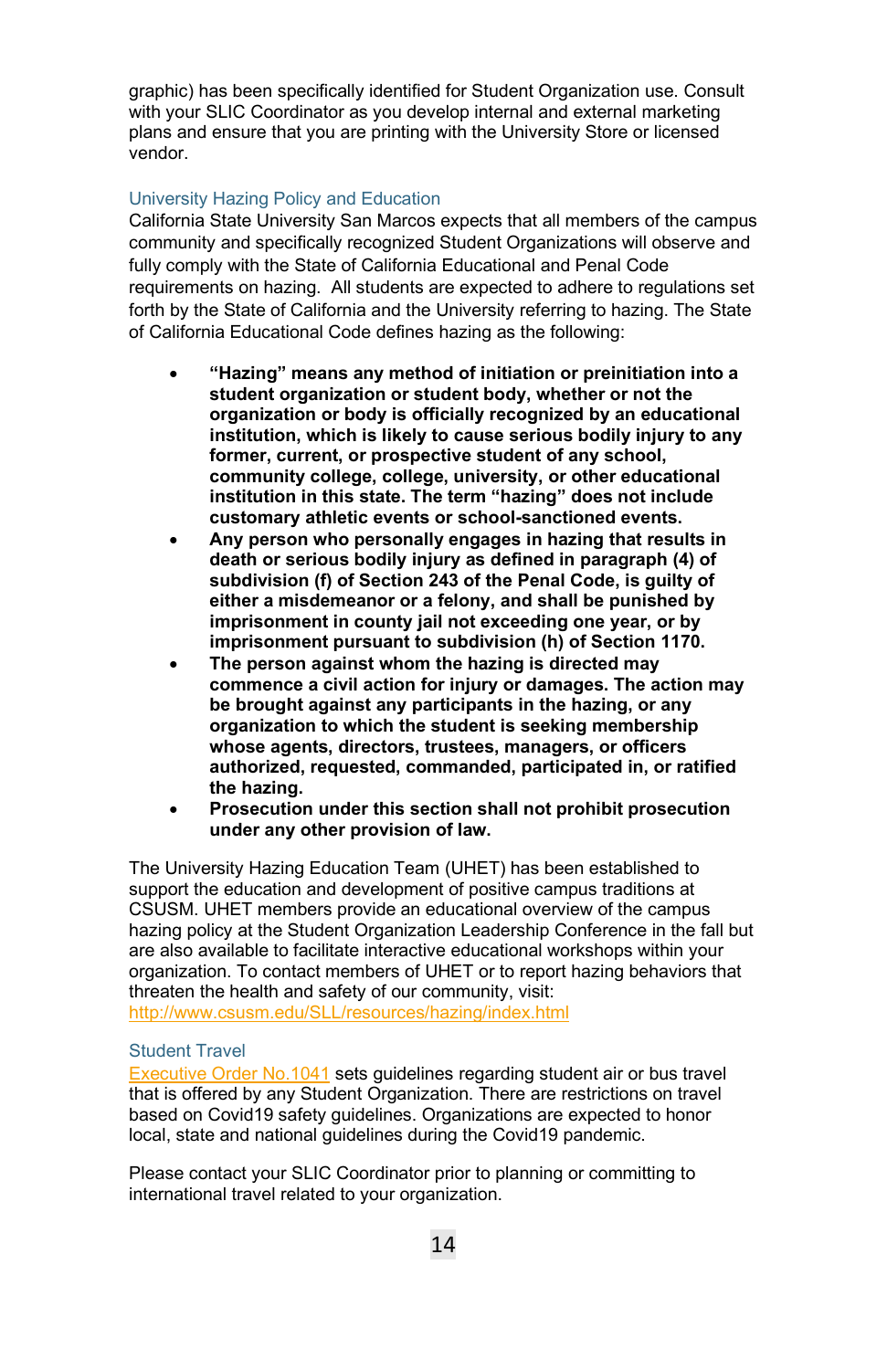graphic) has been specifically identified for Student Organization use. Consult with your SLIC Coordinator as you develop internal and external marketing plans and ensure that you are printing with the University Store or licensed vendor.

## University Hazing Policy and Education

California State University San Marcos expects that all members of the campus community and specifically recognized Student Organizations will observe and fully comply with the State of California Educational and Penal Code requirements on hazing. All students are expected to adhere to regulations set forth by the State of California and the University referring to hazing. The State of California Educational Code defines hazing as the following:

- **"Hazing" means any method of initiation or preinitiation into a student organization or student body, whether or not the organization or body is officially recognized by an educational institution, which is likely to cause serious bodily injury to any former, current, or prospective student of any school, community college, college, university, or other educational institution in this state. The term "hazing" does not include customary athletic events or school-sanctioned events.**
- **Any person who personally engages in hazing that results in death or serious bodily injury as defined in paragraph (4) of subdivision (f) of Section 243 of the Penal Code, is guilty of either a misdemeanor or a felony, and shall be punished by imprisonment in county jail not exceeding one year, or by imprisonment pursuant to subdivision (h) of Section 1170.**
- **The person against whom the hazing is directed may commence a civil action for injury or damages. The action may be brought against any participants in the hazing, or any organization to which the student is seeking membership whose agents, directors, trustees, managers, or officers authorized, requested, commanded, participated in, or ratified the hazing.**
- **Prosecution under this section shall not prohibit prosecution under any other provision of law.**

The University Hazing Education Team (UHET) has been established to support the education and development of positive campus traditions at CSUSM. UHET members provide an educational overview of the campus hazing policy at the Student Organization Leadership Conference in the fall but are also available to facilitate interactive educational workshops within your organization. To contact members of UHET or to report hazing behaviors that threaten the health and safety of our community, visit: [http://www.csusm.edu/SLL/resources/hazing/index.html](http://www.csusm.edu/SLL/resources/hazing/index.html)

## Student Travel

[Executive Order No.1041]() sets guidelines regarding student air or bus travel that is offered by any Student Organization. There are restrictions on travel based on Covid19 safety guidelines. Organizations are expected to honor local, state and national guidelines during the Covid19 pandemic.

Please contact your SLIC Coordinator prior to planning or committing to international travel related to your organization.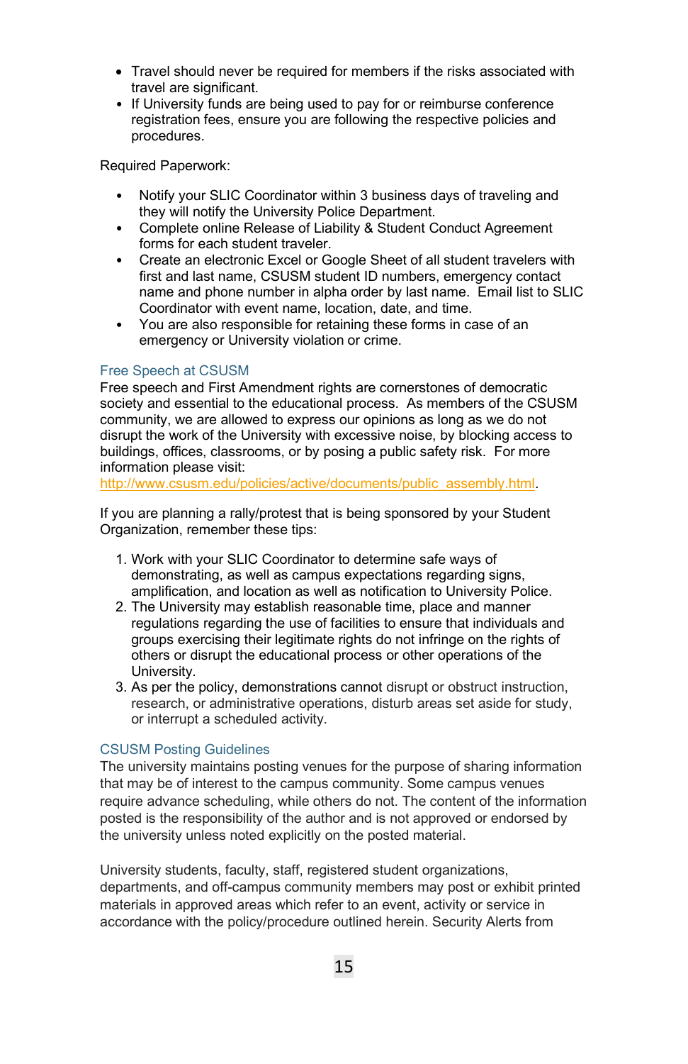- Travel should never be required for members if the risks associated with travel are significant.
- If University funds are being used to pay for or reimburse conference registration fees, ensure you are following the respective policies and procedures.

Required Paperwork:

- Notify your SLIC Coordinator within 3 business days of traveling and they will notify the University Police Department.
- Complete online Release of Liability & Student Conduct Agreement forms for each student traveler.
- Create an electronic Excel or Google Sheet of all student travelers with first and last name, CSUSM student ID numbers, emergency contact name and phone number in alpha order by last name. Email list to SLIC Coordinator with event name, location, date, and time.
- You are also responsible for retaining these forms in case of an emergency or University violation or crime.

### Free Speech at CSUSM

Free speech and First Amendment rights are cornerstones of democratic society and essential to the educational process. As members of the CSUSM community, we are allowed to express our opinions as long as we do not disrupt the work of the University with excessive noise, by blocking access to buildings, offices, classrooms, or by posing a public safety risk. For more information please visit: http://www.csusm.edu/policies/active/documents/public_assembly.html.

If you are planning a rally/protest that is being sponsored by your Student Organization, remember these tips:

1. Work with your SLIC Coordinator to determine safe ways of demonstrating, as well as campus expectations regarding signs, amplification, and location as well as notification to University Police.
2. The University may establish reasonable time, place and manner regulations regarding the use of facilities to ensure that individuals and groups exercising their legitimate rights do not infringe on the rights of others or disrupt the educational process or other operations of the University.
3. As per the policy, demonstrations cannot disrupt or obstruct instruction, research, or administrative operations, disturb areas set aside for study, or interrupt a scheduled activity.

### CSUSM Posting Guidelines

The university maintains posting venues for the purpose of sharing information that may be of interest to the campus community. Some campus venues require advance scheduling, while others do not. The content of the information posted is the responsibility of the author and is not approved or endorsed by the university unless noted explicitly on the posted material.

University students, faculty, staff, registered student organizations, departments, and off-campus community members may post or exhibit printed materials in approved areas which refer to an event, activity or service in accordance with the policy/procedure outlined herein. Security Alerts from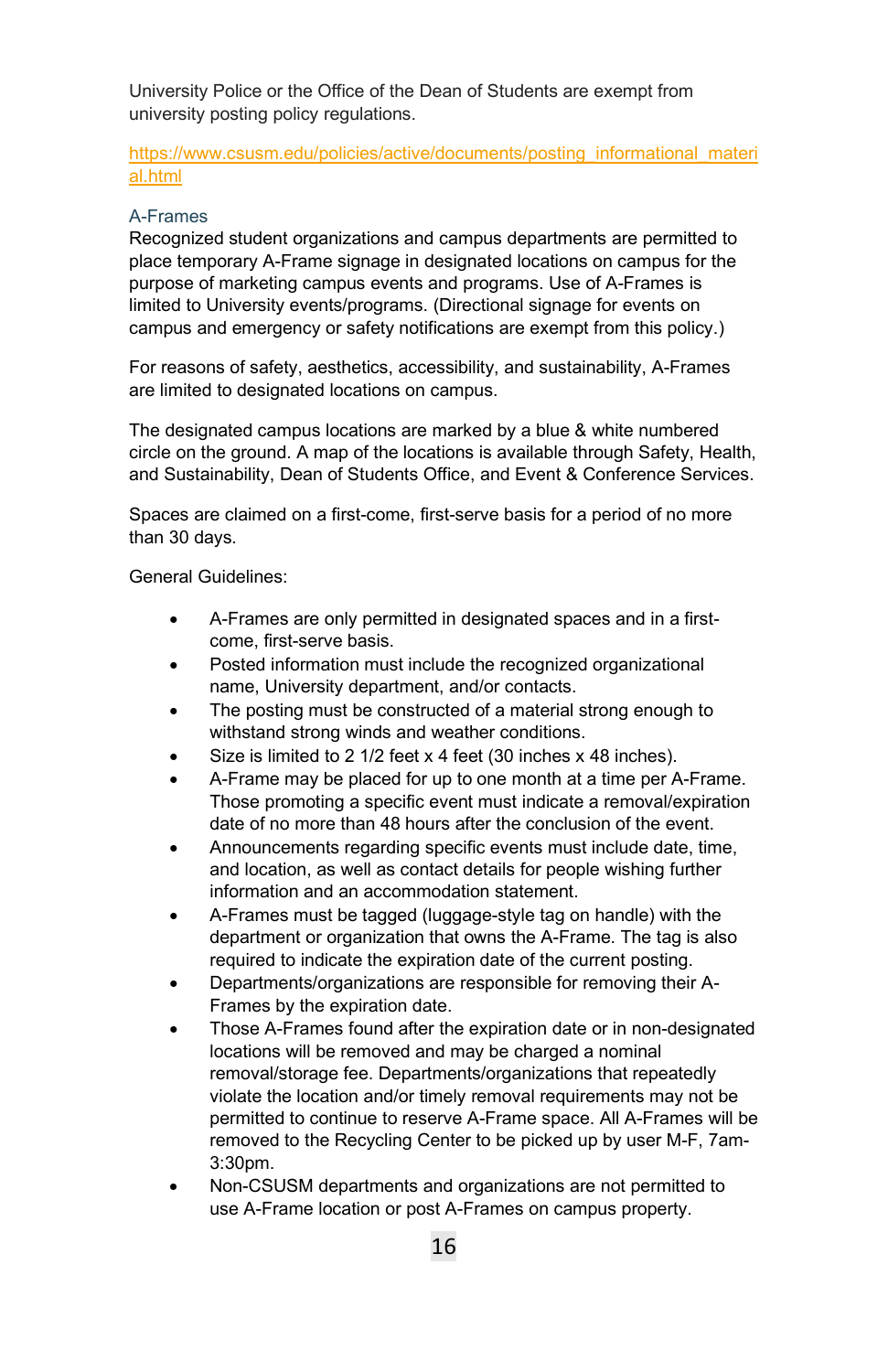University Police or the Office of the Dean of Students are exempt from university posting policy regulations.

https://www.csusm.edu/policies/active/documents/posting_informational_material.html

### A-Frames

Recognized student organizations and campus departments are permitted to place temporary A-Frame signage in designated locations on campus for the purpose of marketing campus events and programs. Use of A-Frames is limited to University events/programs. (Directional signage for events on campus and emergency or safety notifications are exempt from this policy.)

For reasons of safety, aesthetics, accessibility, and sustainability, A-Frames are limited to designated locations on campus.

The designated campus locations are marked by a blue & white numbered circle on the ground. A map of the locations is available through Safety, Health, and Sustainability, Dean of Students Office, and Event & Conference Services.

Spaces are claimed on a first-come, first-serve basis for a period of no more than 30 days.

General Guidelines:

- A-Frames are only permitted in designated spaces and in a first-come, first-serve basis.
- Posted information must include the recognized organizational name, University department, and/or contacts.
- The posting must be constructed of a material strong enough to withstand strong winds and weather conditions.
- Size is limited to 2 1/2 feet x 4 feet (30 inches x 48 inches).
- A-Frame may be placed for up to one month at a time per A-Frame. Those promoting a specific event must indicate a removal/expiration date of no more than 48 hours after the conclusion of the event.
- Announcements regarding specific events must include date, time, and location, as well as contact details for people wishing further information and an accommodation statement.
- A-Frames must be tagged (luggage-style tag on handle) with the department or organization that owns the A-Frame. The tag is also required to indicate the expiration date of the current posting.
- Departments/organizations are responsible for removing their A-Frames by the expiration date.
- Those A-Frames found after the expiration date or in non-designated locations will be removed and may be charged a nominal removal/storage fee. Departments/organizations that repeatedly violate the location and/or timely removal requirements may not be permitted to continue to reserve A-Frame space. All A-Frames will be removed to the Recycling Center to be picked up by user M-F, 7am-3:30pm.
- Non-CSUSM departments and organizations are not permitted to use A-Frame location or post A-Frames on campus property.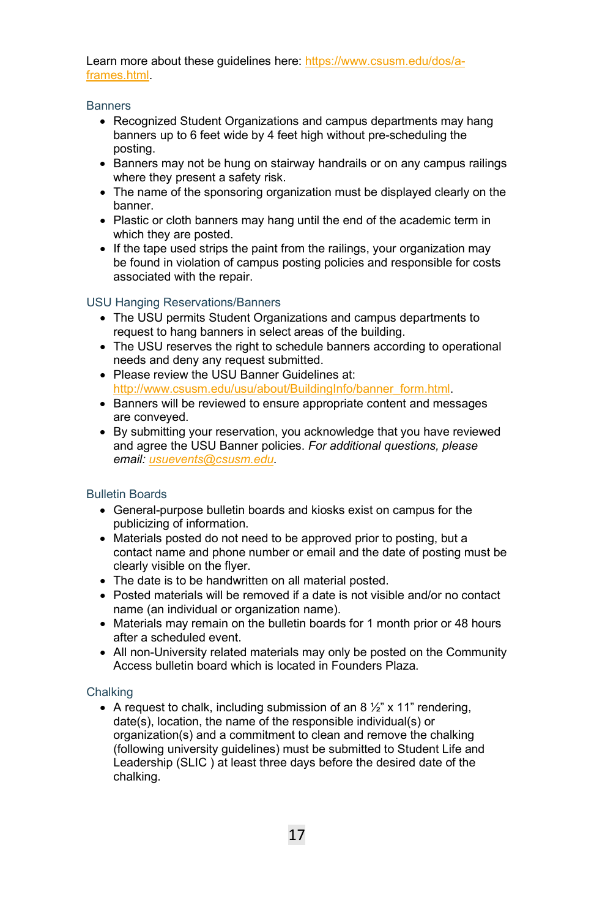Learn more about these guidelines here: [https://www.csusm.edu/dos/a-frames.html](https://www.csusm.edu/dos/a-frames.html).

### Banners

- Recognized Student Organizations and campus departments may hang banners up to 6 feet wide by 4 feet high without pre-scheduling the posting.
- Banners may not be hung on stairway handrails or on any campus railings where they present a safety risk.
- The name of the sponsoring organization must be displayed clearly on the banner.
- Plastic or cloth banners may hang until the end of the academic term in which they are posted.
- If the tape used strips the paint from the railings, your organization may be found in violation of campus posting policies and responsible for costs associated with the repair.

### USU Hanging Reservations/Banners

- The USU permits Student Organizations and campus departments to request to hang banners in select areas of the building.
- The USU reserves the right to schedule banners according to operational needs and deny any request submitted.
- Please review the USU Banner Guidelines at: [http://www.csusm.edu/usu/about/BuildingInfo/banner_form.html](http://www.csusm.edu/usu/about/BuildingInfo/banner_form.html).
- Banners will be reviewed to ensure appropriate content and messages are conveyed.
- By submitting your reservation, you acknowledge that you have reviewed and agree the USU Banner policies. *For additional questions, please email: [usuevents@csusm.edu](mailto:usuevents@csusm.edu).*

### Bulletin Boards

- General-purpose bulletin boards and kiosks exist on campus for the publicizing of information.
- Materials posted do not need to be approved prior to posting, but a contact name and phone number or email and the date of posting must be clearly visible on the flyer.
- The date is to be handwritten on all material posted.
- Posted materials will be removed if a date is not visible and/or no contact name (an individual or organization name).
- Materials may remain on the bulletin boards for 1 month prior or 48 hours after a scheduled event.
- All non-University related materials may only be posted on the Community Access bulletin board which is located in Founders Plaza.

### Chalking

- A request to chalk, including submission of an 8 ½" x 11" rendering, date(s), location, the name of the responsible individual(s) or organization(s) and a commitment to clean and remove the chalking (following university guidelines) must be submitted to Student Life and Leadership (SLIC ) at least three days before the desired date of the chalking.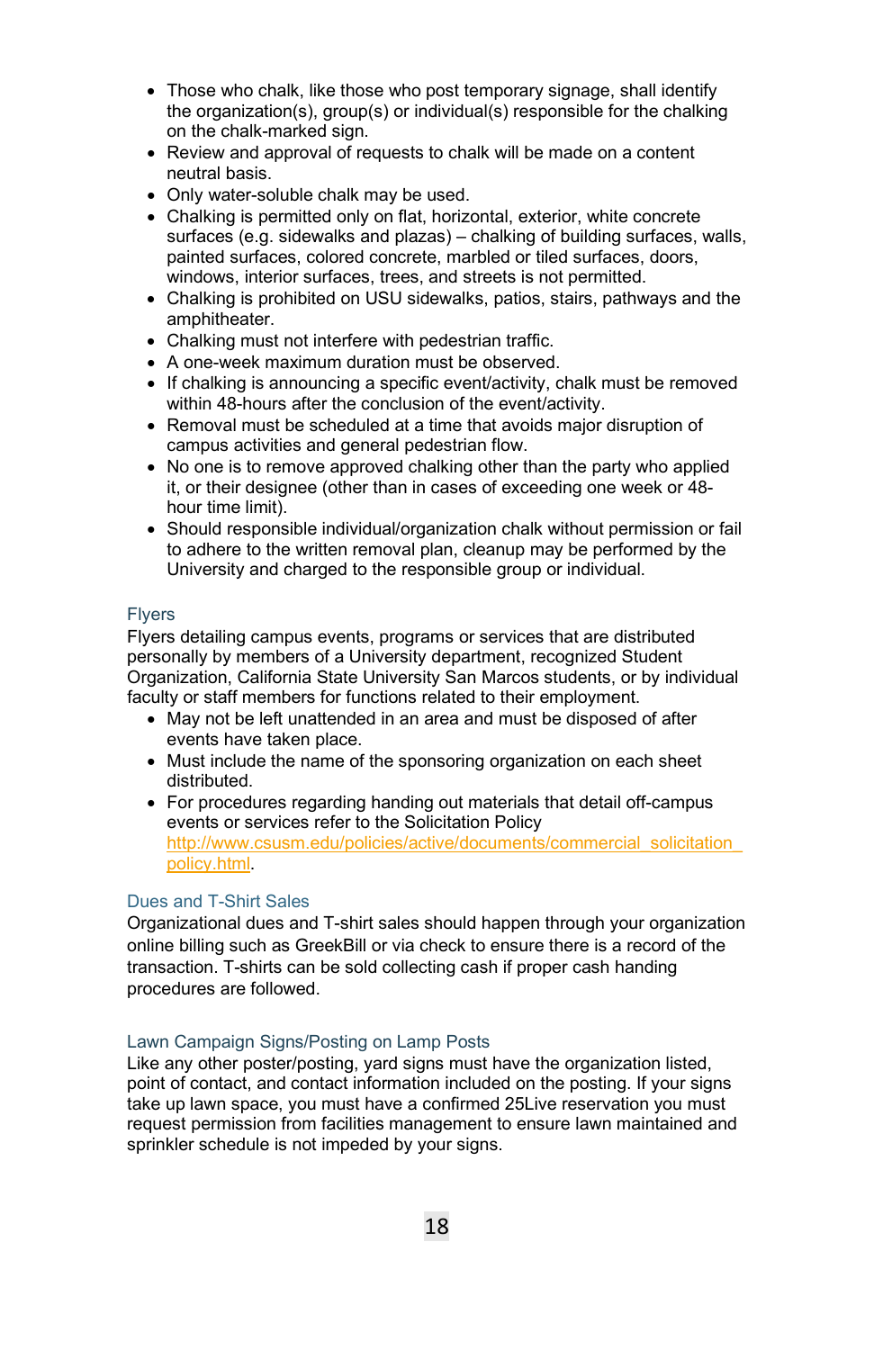- Those who chalk, like those who post temporary signage, shall identify the organization(s), group(s) or individual(s) responsible for the chalking on the chalk-marked sign.
- Review and approval of requests to chalk will be made on a content neutral basis.
- Only water-soluble chalk may be used.
- Chalking is permitted only on flat, horizontal, exterior, white concrete surfaces (e.g. sidewalks and plazas) – chalking of building surfaces, walls, painted surfaces, colored concrete, marbled or tiled surfaces, doors, windows, interior surfaces, trees, and streets is not permitted.
- Chalking is prohibited on USU sidewalks, patios, stairs, pathways and the amphitheater.
- Chalking must not interfere with pedestrian traffic.
- A one-week maximum duration must be observed.
- If chalking is announcing a specific event/activity, chalk must be removed within 48-hours after the conclusion of the event/activity.
- Removal must be scheduled at a time that avoids major disruption of campus activities and general pedestrian flow.
- No one is to remove approved chalking other than the party who applied it, or their designee (other than in cases of exceeding one week or 48-hour time limit).
- Should responsible individual/organization chalk without permission or fail to adhere to the written removal plan, cleanup may be performed by the University and charged to the responsible group or individual.

### Flyers

Flyers detailing campus events, programs or services that are distributed personally by members of a University department, recognized Student Organization, California State University San Marcos students, or by individual faculty or staff members for functions related to their employment.

- May not be left unattended in an area and must be disposed of after events have taken place.
- Must include the name of the sponsoring organization on each sheet distributed.
- For procedures regarding handing out materials that detail off-campus events or services refer to the Solicitation Policy [http://www.csusm.edu/policies/active/documents/commercial_solicitation_policy.html](http://www.csusm.edu/policies/active/documents/commercial_solicitation_policy.html).

### Dues and T-Shirt Sales

Organizational dues and T-shirt sales should happen through your organization online billing such as GreekBill or via check to ensure there is a record of the transaction. T-shirts can be sold collecting cash if proper cash handing procedures are followed.

### Lawn Campaign Signs/Posting on Lamp Posts

Like any other poster/posting, yard signs must have the organization listed, point of contact, and contact information included on the posting. If your signs take up lawn space, you must have a confirmed 25Live reservation you must request permission from facilities management to ensure lawn maintained and sprinkler schedule is not impeded by your signs.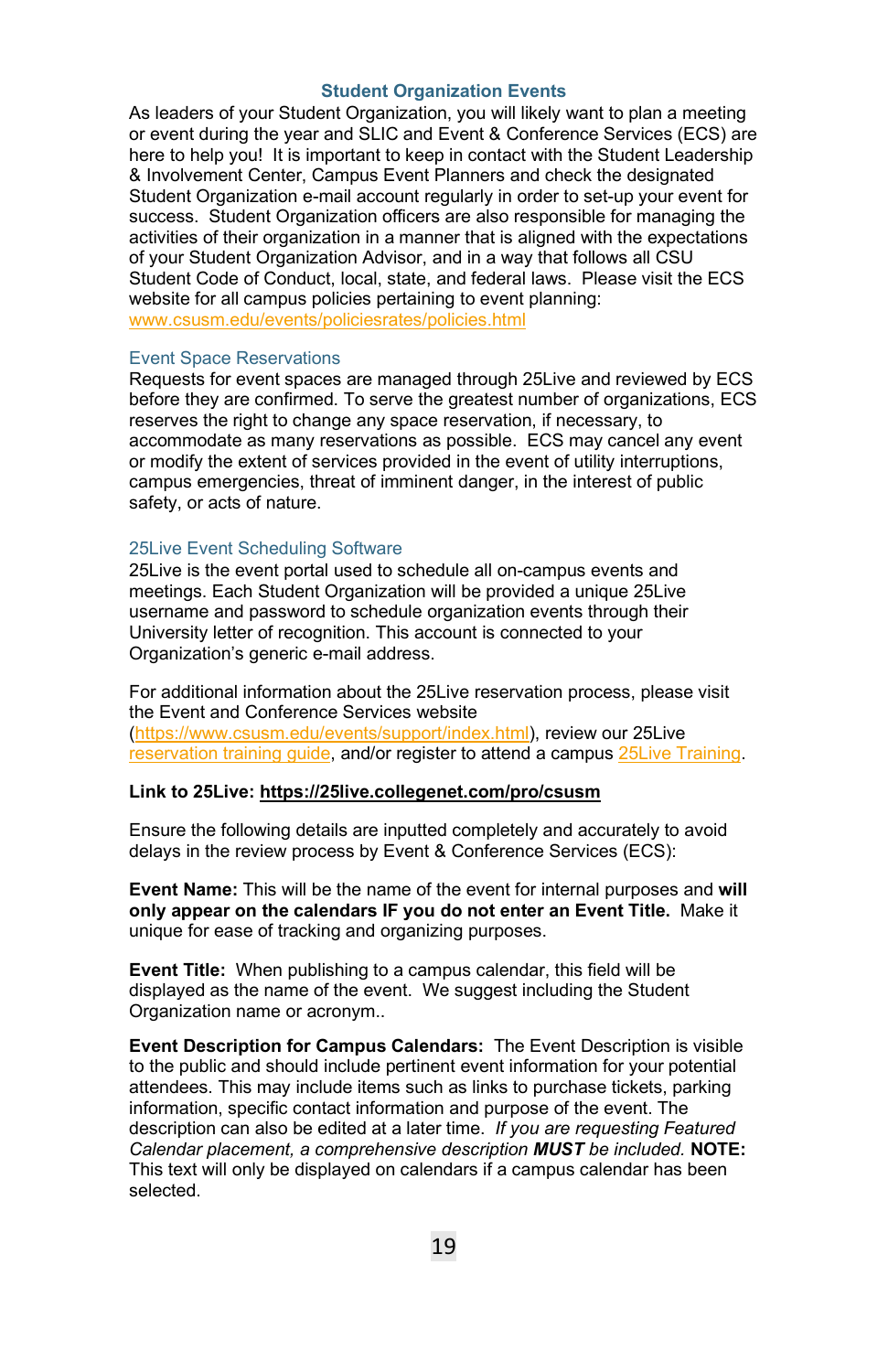## Student Organization Events

As leaders of your Student Organization, you will likely want to plan a meeting or event during the year and SLIC and Event & Conference Services (ECS) are here to help you! It is important to keep in contact with the Student Leadership & Involvement Center, Campus Event Planners and check the designated Student Organization e-mail account regularly in order to set-up your event for success. Student Organization officers are also responsible for managing the activities of their organization in a manner that is aligned with the expectations of your Student Organization Advisor, and in a way that follows all CSU Student Code of Conduct, local, state, and federal laws. Please visit the ECS website for all campus policies pertaining to event planning: www.csusm.edu/events/policiesrates/policies.html

### Event Space Reservations

Requests for event spaces are managed through 25Live and reviewed by ECS before they are confirmed. To serve the greatest number of organizations, ECS reserves the right to change any space reservation, if necessary, to accommodate as many reservations as possible. ECS may cancel any event or modify the extent of services provided in the event of utility interruptions, campus emergencies, threat of imminent danger, in the interest of public safety, or acts of nature.

### 25Live Event Scheduling Software

25Live is the event portal used to schedule all on-campus events and meetings. Each Student Organization will be provided a unique 25Live username and password to schedule organization events through their University letter of recognition. This account is connected to your Organization's generic e-mail address.

For additional information about the 25Live reservation process, please visit the Event and Conference Services website (https://www.csusm.edu/events/support/index.html), review our 25Live reservation training guide, and/or register to attend a campus 25Live Training.

**Link to 25Live: https://25live.collegenet.com/pro/csusm**

Ensure the following details are inputted completely and accurately to avoid delays in the review process by Event & Conference Services (ECS):

**Event Name:** This will be the name of the event for internal purposes and **will only appear on the calendars IF you do not enter an Event Title.** Make it unique for ease of tracking and organizing purposes.

**Event Title:** When publishing to a campus calendar, this field will be displayed as the name of the event. We suggest including the Student Organization name or acronym..

**Event Description for Campus Calendars:** The Event Description is visible to the public and should include pertinent event information for your potential attendees. This may include items such as links to purchase tickets, parking information, specific contact information and purpose of the event. The description can also be edited at a later time. *If you are requesting Featured Calendar placement, a comprehensive description **MUST** be included.* **NOTE:** This text will only be displayed on calendars if a campus calendar has been selected.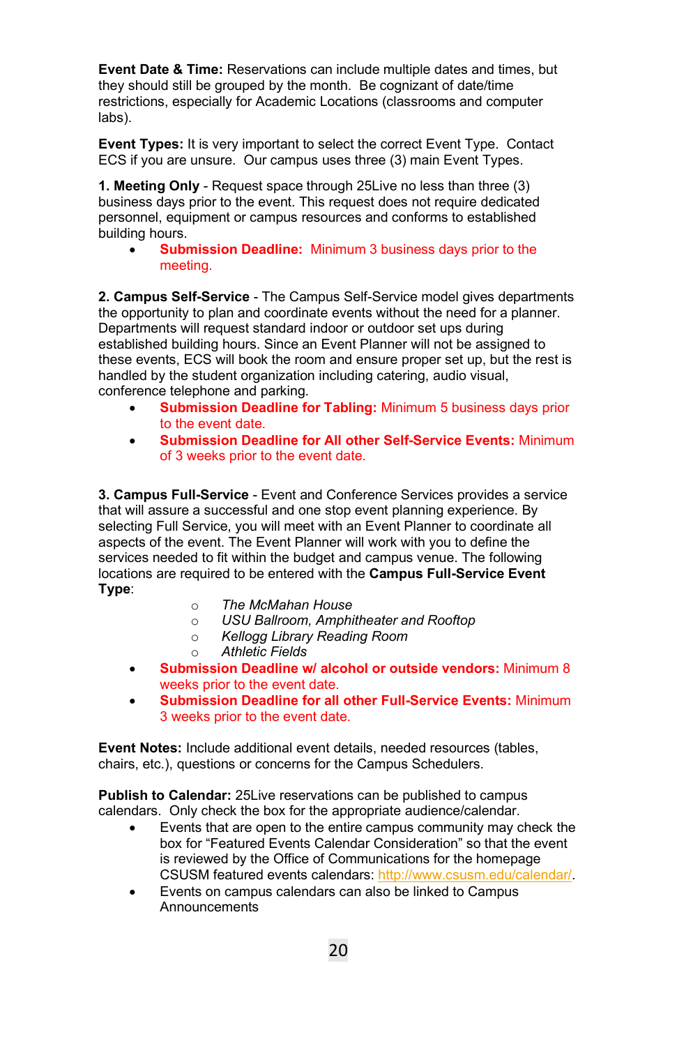**Event Date & Time:** Reservations can include multiple dates and times, but they should still be grouped by the month. Be cognizant of date/time restrictions, especially for Academic Locations (classrooms and computer labs).

**Event Types:** It is very important to select the correct Event Type. Contact ECS if you are unsure. Our campus uses three (3) main Event Types.

**1. Meeting Only** - Request space through 25Live no less than three (3) business days prior to the event. This request does not require dedicated personnel, equipment or campus resources and conforms to established building hours.

- **Submission Deadline:** Minimum 3 business days prior to the meeting.

**2. Campus Self-Service** - The Campus Self-Service model gives departments the opportunity to plan and coordinate events without the need for a planner. Departments will request standard indoor or outdoor set ups during established building hours. Since an Event Planner will not be assigned to these events, ECS will book the room and ensure proper set up, but the rest is handled by the student organization including catering, audio visual, conference telephone and parking.

- **Submission Deadline for Tabling:** Minimum 5 business days prior to the event date.
- **Submission Deadline for All other Self-Service Events:** Minimum of 3 weeks prior to the event date.

**3. Campus Full-Service** - Event and Conference Services provides a service that will assure a successful and one stop event planning experience. By selecting Full Service, you will meet with an Event Planner to coordinate all aspects of the event. The Event Planner will work with you to define the services needed to fit within the budget and campus venue. The following locations are required to be entered with the **Campus Full-Service Event Type**:

  - *The McMahan House*
  - *USU Ballroom, Amphitheater and Rooftop*
  - *Kellogg Library Reading Room*
  - *Athletic Fields*

- **Submission Deadline w/ alcohol or outside vendors:** Minimum 8 weeks prior to the event date.
- **Submission Deadline for all other Full-Service Events:** Minimum 3 weeks prior to the event date.

**Event Notes:** Include additional event details, needed resources (tables, chairs, etc.), questions or concerns for the Campus Schedulers.

**Publish to Calendar:** 25Live reservations can be published to campus calendars. Only check the box for the appropriate audience/calendar.

- Events that are open to the entire campus community may check the box for "Featured Events Calendar Consideration" so that the event is reviewed by the Office of Communications for the homepage CSUSM featured events calendars: http://www.csusm.edu/calendar/.
- Events on campus calendars can also be linked to Campus Announcements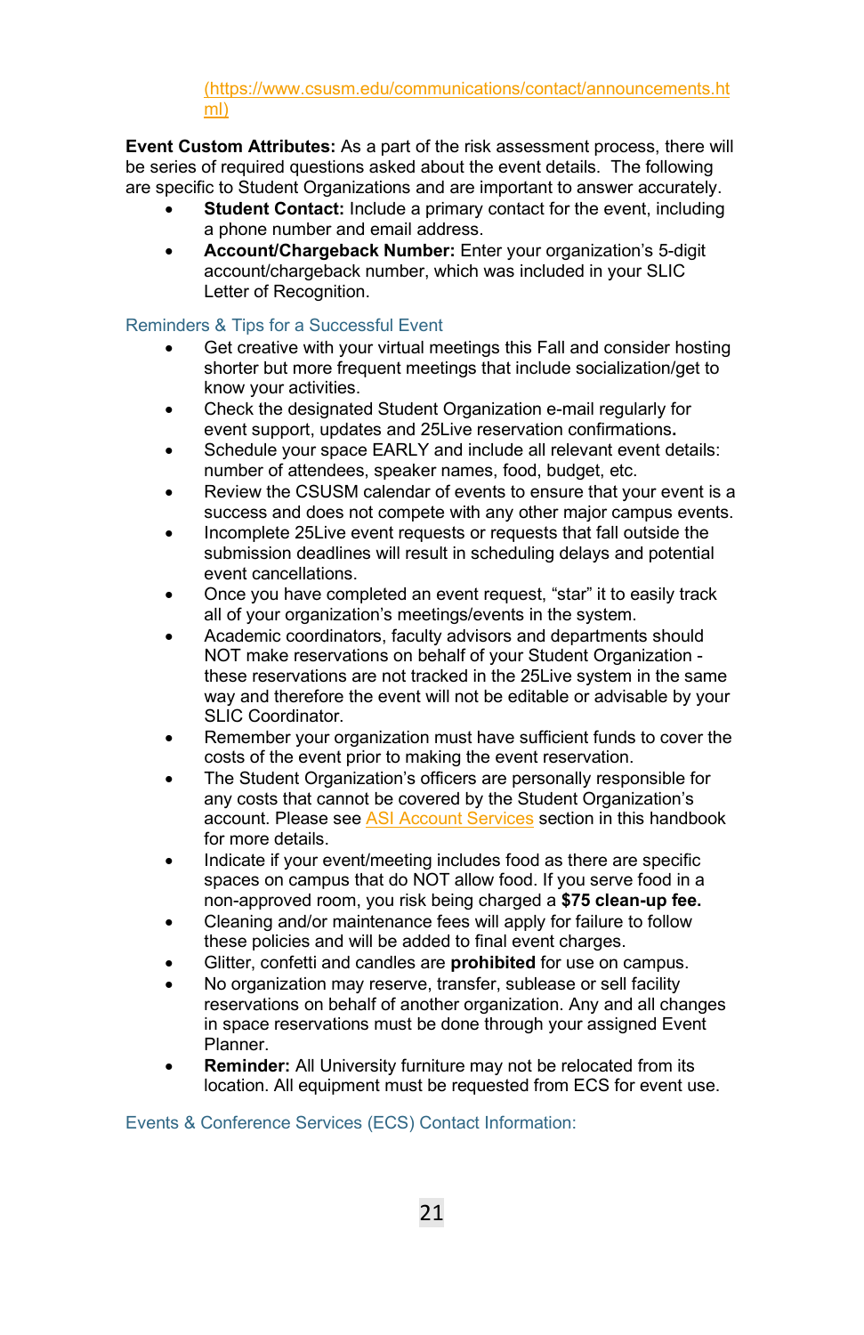(https://www.csusm.edu/communications/contact/announcements.html)

**Event Custom Attributes:** As a part of the risk assessment process, there will be series of required questions asked about the event details. The following are specific to Student Organizations and are important to answer accurately.

- **Student Contact:** Include a primary contact for the event, including a phone number and email address.
- **Account/Chargeback Number:** Enter your organization's 5-digit account/chargeback number, which was included in your SLIC Letter of Recognition.

## Reminders & Tips for a Successful Event

- Get creative with your virtual meetings this Fall and consider hosting shorter but more frequent meetings that include socialization/get to know your activities.
- Check the designated Student Organization e-mail regularly for event support, updates and 25Live reservation confirmations**.**
- Schedule your space EARLY and include all relevant event details: number of attendees, speaker names, food, budget, etc.
- Review the CSUSM calendar of events to ensure that your event is a success and does not compete with any other major campus events.
- Incomplete 25Live event requests or requests that fall outside the submission deadlines will result in scheduling delays and potential event cancellations.
- Once you have completed an event request, "star" it to easily track all of your organization's meetings/events in the system.
- Academic coordinators, faculty advisors and departments should NOT make reservations on behalf of your Student Organization - these reservations are not tracked in the 25Live system in the same way and therefore the event will not be editable or advisable by your SLIC Coordinator.
- Remember your organization must have sufficient funds to cover the costs of the event prior to making the event reservation.
- The Student Organization's officers are personally responsible for any costs that cannot be covered by the Student Organization's account. Please see ASI Account Services section in this handbook for more details.
- Indicate if your event/meeting includes food as there are specific spaces on campus that do NOT allow food. If you serve food in a non-approved room, you risk being charged a **$75 clean-up fee.**
- Cleaning and/or maintenance fees will apply for failure to follow these policies and will be added to final event charges.
- Glitter, confetti and candles are **prohibited** for use on campus.
- No organization may reserve, transfer, sublease or sell facility reservations on behalf of another organization. Any and all changes in space reservations must be done through your assigned Event Planner.
- **Reminder:** All University furniture may not be relocated from its location. All equipment must be requested from ECS for event use.

## Events & Conference Services (ECS) Contact Information: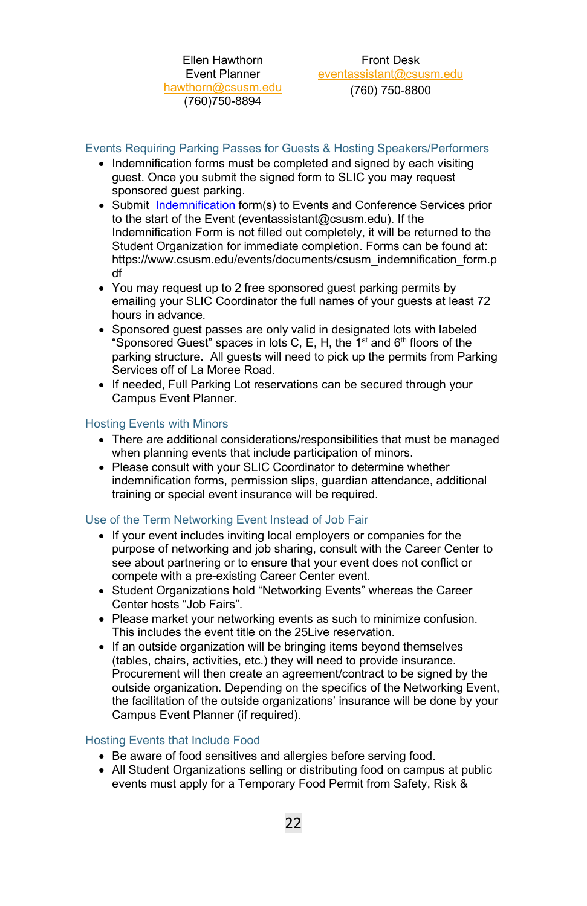| Ellen Hawthorn | Front Desk |
|---|---|
| Event Planner | eventassistant@csusm.edu |
| hawthorn@csusm.edu | (760) 750-8800 |
| (760)750-8894 | |

### Events Requiring Parking Passes for Guests & Hosting Speakers/Performers

- Indemnification forms must be completed and signed by each visiting guest. Once you submit the signed form to SLIC you may request sponsored guest parking.
- Submit Indemnification form(s) to Events and Conference Services prior to the start of the Event (eventassistant@csusm.edu). If the Indemnification Form is not filled out completely, it will be returned to the Student Organization for immediate completion. Forms can be found at: https://www.csusm.edu/events/documents/csusm_indemnification_form.pdf
- You may request up to 2 free sponsored guest parking permits by emailing your SLIC Coordinator the full names of your guests at least 72 hours in advance.
- Sponsored guest passes are only valid in designated lots with labeled "Sponsored Guest" spaces in lots C, E, H, the 1st and 6th floors of the parking structure. All guests will need to pick up the permits from Parking Services off of La Moree Road.
- If needed, Full Parking Lot reservations can be secured through your Campus Event Planner.

### Hosting Events with Minors

- There are additional considerations/responsibilities that must be managed when planning events that include participation of minors.
- Please consult with your SLIC Coordinator to determine whether indemnification forms, permission slips, guardian attendance, additional training or special event insurance will be required.

### Use of the Term Networking Event Instead of Job Fair

- If your event includes inviting local employers or companies for the purpose of networking and job sharing, consult with the Career Center to see about partnering or to ensure that your event does not conflict or compete with a pre-existing Career Center event.
- Student Organizations hold "Networking Events" whereas the Career Center hosts "Job Fairs".
- Please market your networking events as such to minimize confusion. This includes the event title on the 25Live reservation.
- If an outside organization will be bringing items beyond themselves (tables, chairs, activities, etc.) they will need to provide insurance. Procurement will then create an agreement/contract to be signed by the outside organization. Depending on the specifics of the Networking Event, the facilitation of the outside organizations' insurance will be done by your Campus Event Planner (if required).

### Hosting Events that Include Food

- Be aware of food sensitives and allergies before serving food.
- All Student Organizations selling or distributing food on campus at public events must apply for a Temporary Food Permit from Safety, Risk &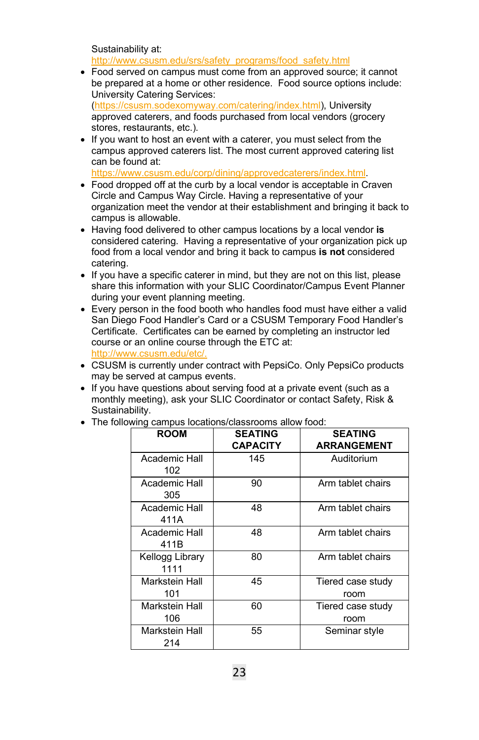Sustainability at: http://www.csusm.edu/srs/safety_programs/food_safety.html

- Food served on campus must come from an approved source; it cannot be prepared at a home or other residence. Food source options include: University Catering Services: (https://csusm.sodexomyway.com/catering/index.html), University approved caterers, and foods purchased from local vendors (grocery stores, restaurants, etc.).
- If you want to host an event with a caterer, you must select from the campus approved caterers list. The most current approved catering list can be found at: https://www.csusm.edu/corp/dining/approvedcaterers/index.html.
- Food dropped off at the curb by a local vendor is acceptable in Craven Circle and Campus Way Circle. Having a representative of your organization meet the vendor at their establishment and bringing it back to campus is allowable.
- Having food delivered to other campus locations by a local vendor **is** considered catering. Having a representative of your organization pick up food from a local vendor and bring it back to campus **is not** considered catering.
- If you have a specific caterer in mind, but they are not on this list, please share this information with your SLIC Coordinator/Campus Event Planner during your event planning meeting.
- Every person in the food booth who handles food must have either a valid San Diego Food Handler's Card or a CSUSM Temporary Food Handler's Certificate. Certificates can be earned by completing an instructor led course or an online course through the ETC at: http://www.csusm.edu/etc/.
- CSUSM is currently under contract with PepsiCo. Only PepsiCo products may be served at campus events.
- If you have questions about serving food at a private event (such as a monthly meeting), ask your SLIC Coordinator or contact Safety, Risk & Sustainability.
- The following campus locations/classrooms allow food:

| ROOM | SEATING CAPACITY | SEATING ARRANGEMENT |
|---|---|---|
| Academic Hall 102 | 145 | Auditorium |
| Academic Hall 305 | 90 | Arm tablet chairs |
| Academic Hall 411A | 48 | Arm tablet chairs |
| Academic Hall 411B | 48 | Arm tablet chairs |
| Kellogg Library 1111 | 80 | Arm tablet chairs |
| Markstein Hall 101 | 45 | Tiered case study room |
| Markstein Hall 106 | 60 | Tiered case study room |
| Markstein Hall 214 | 55 | Seminar style |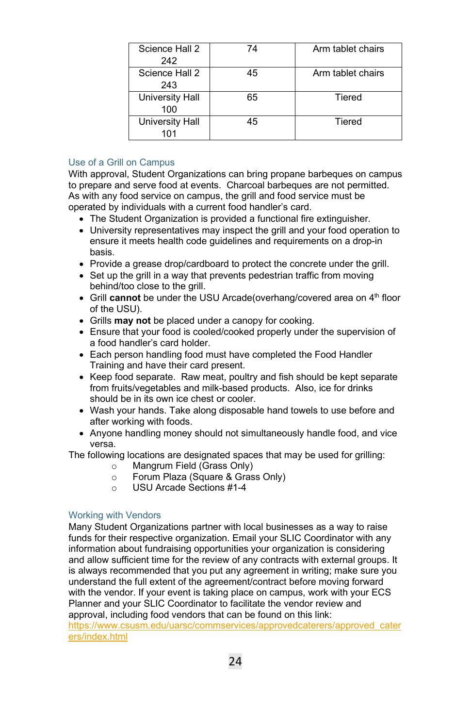| Science Hall 2 242 | 74 | Arm tablet chairs |
|---|---|---|
| Science Hall 2 243 | 45 | Arm tablet chairs |
| University Hall 100 | 65 | Tiered |
| University Hall 101 | 45 | Tiered |

### Use of a Grill on Campus

With approval, Student Organizations can bring propane barbeques on campus to prepare and serve food at events. Charcoal barbeques are not permitted. As with any food service on campus, the grill and food service must be operated by individuals with a current food handler's card.

- The Student Organization is provided a functional fire extinguisher.
- University representatives may inspect the grill and your food operation to ensure it meets health code guidelines and requirements on a drop-in basis.
- Provide a grease drop/cardboard to protect the concrete under the grill.
- Set up the grill in a way that prevents pedestrian traffic from moving behind/too close to the grill.
- Grill **cannot** be under the USU Arcade(overhang/covered area on 4th floor of the USU).
- Grills **may not** be placed under a canopy for cooking.
- Ensure that your food is cooled/cooked properly under the supervision of a food handler's card holder.
- Each person handling food must have completed the Food Handler Training and have their card present.
- Keep food separate. Raw meat, poultry and fish should be kept separate from fruits/vegetables and milk-based products. Also, ice for drinks should be in its own ice chest or cooler.
- Wash your hands. Take along disposable hand towels to use before and after working with foods.
- Anyone handling money should not simultaneously handle food, and vice versa.

The following locations are designated spaces that may be used for grilling:

- Mangrum Field (Grass Only)
- Forum Plaza (Square & Grass Only)
- USU Arcade Sections #1-4

### Working with Vendors

Many Student Organizations partner with local businesses as a way to raise funds for their respective organization. Email your SLIC Coordinator with any information about fundraising opportunities your organization is considering and allow sufficient time for the review of any contracts with external groups. It is always recommended that you put any agreement in writing; make sure you understand the full extent of the agreement/contract before moving forward with the vendor. If your event is taking place on campus, work with your ECS Planner and your SLIC Coordinator to facilitate the vendor review and approval, including food vendors that can be found on this link: https://www.csusm.edu/uarsc/commservices/approvedcaterers/approved_caterers/index.html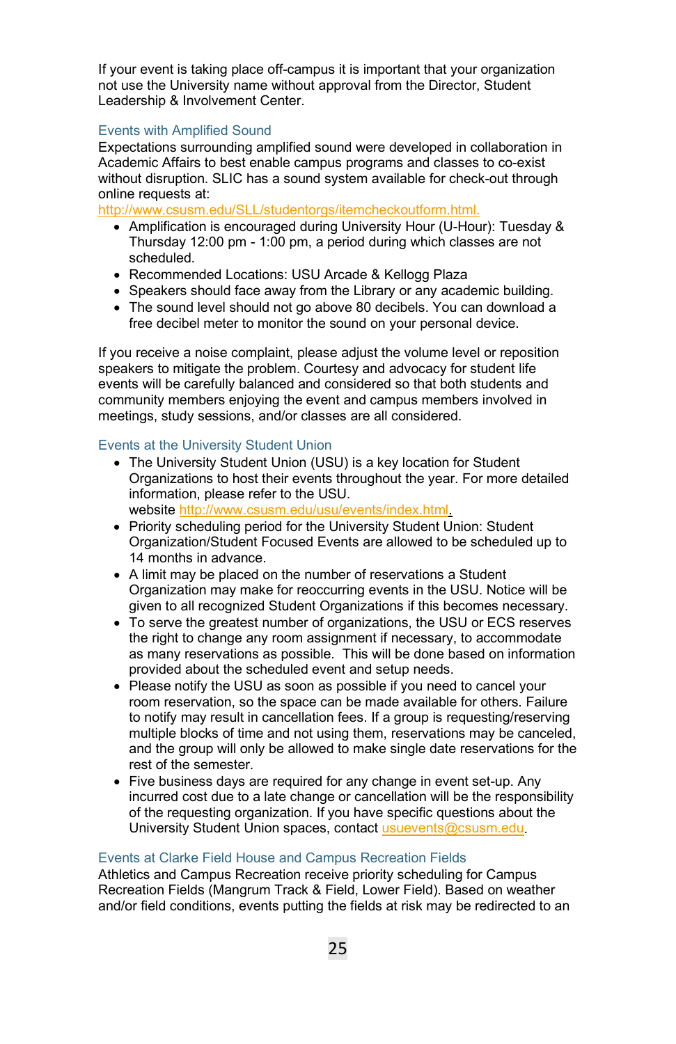If your event is taking place off-campus it is important that your organization not use the University name without approval from the Director, Student Leadership & Involvement Center.

### Events with Amplified Sound

Expectations surrounding amplified sound were developed in collaboration in Academic Affairs to best enable campus programs and classes to co-exist without disruption. SLIC has a sound system available for check-out through online requests at:
http://www.csusm.edu/SLL/studentorgs/itemcheckoutform.html.

- Amplification is encouraged during University Hour (U-Hour): Tuesday & Thursday 12:00 pm - 1:00 pm, a period during which classes are not scheduled.
- Recommended Locations: USU Arcade & Kellogg Plaza
- Speakers should face away from the Library or any academic building.
- The sound level should not go above 80 decibels. You can download a free decibel meter to monitor the sound on your personal device.

If you receive a noise complaint, please adjust the volume level or reposition speakers to mitigate the problem. Courtesy and advocacy for student life events will be carefully balanced and considered so that both students and community members enjoying the event and campus members involved in meetings, study sessions, and/or classes are all considered.

### Events at the University Student Union

- The University Student Union (USU) is a key location for Student Organizations to host their events throughout the year. For more detailed information, please refer to the USU. website http://www.csusm.edu/usu/events/index.html.
- Priority scheduling period for the University Student Union: Student Organization/Student Focused Events are allowed to be scheduled up to 14 months in advance.
- A limit may be placed on the number of reservations a Student Organization may make for reoccurring events in the USU. Notice will be given to all recognized Student Organizations if this becomes necessary.
- To serve the greatest number of organizations, the USU or ECS reserves the right to change any room assignment if necessary, to accommodate as many reservations as possible. This will be done based on information provided about the scheduled event and setup needs.
- Please notify the USU as soon as possible if you need to cancel your room reservation, so the space can be made available for others. Failure to notify may result in cancellation fees. If a group is requesting/reserving multiple blocks of time and not using them, reservations may be canceled, and the group will only be allowed to make single date reservations for the rest of the semester.
- Five business days are required for any change in event set-up. Any incurred cost due to a late change or cancellation will be the responsibility of the requesting organization. If you have specific questions about the University Student Union spaces, contact usuevents@csusm.edu.

### Events at Clarke Field House and Campus Recreation Fields

Athletics and Campus Recreation receive priority scheduling for Campus Recreation Fields (Mangrum Track & Field, Lower Field). Based on weather and/or field conditions, events putting the fields at risk may be redirected to an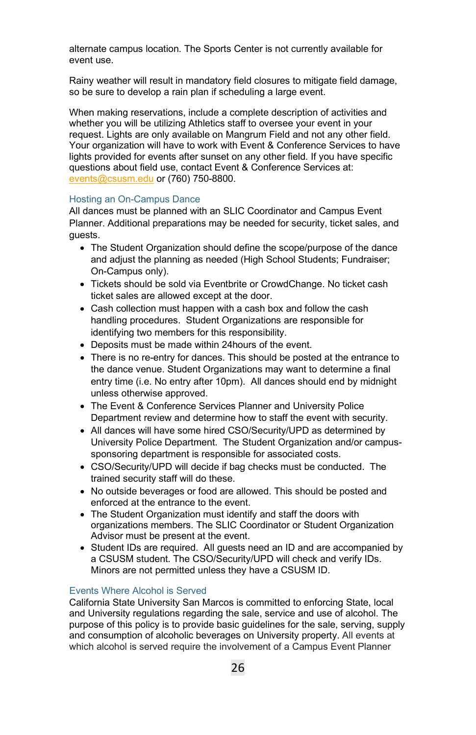alternate campus location. The Sports Center is not currently available for event use.

Rainy weather will result in mandatory field closures to mitigate field damage, so be sure to develop a rain plan if scheduling a large event.

When making reservations, include a complete description of activities and whether you will be utilizing Athletics staff to oversee your event in your request. Lights are only available on Mangrum Field and not any other field. Your organization will have to work with Event & Conference Services to have lights provided for events after sunset on any other field. If you have specific questions about field use, contact Event & Conference Services at: events@csusm.edu or (760) 750-8800.

### Hosting an On-Campus Dance

All dances must be planned with an SLIC Coordinator and Campus Event Planner. Additional preparations may be needed for security, ticket sales, and guests.

- The Student Organization should define the scope/purpose of the dance and adjust the planning as needed (High School Students; Fundraiser; On-Campus only).
- Tickets should be sold via Eventbrite or CrowdChange. No ticket cash ticket sales are allowed except at the door.
- Cash collection must happen with a cash box and follow the cash handling procedures. Student Organizations are responsible for identifying two members for this responsibility.
- Deposits must be made within 24hours of the event.
- There is no re-entry for dances. This should be posted at the entrance to the dance venue. Student Organizations may want to determine a final entry time (i.e. No entry after 10pm). All dances should end by midnight unless otherwise approved.
- The Event & Conference Services Planner and University Police Department review and determine how to staff the event with security.
- All dances will have some hired CSO/Security/UPD as determined by University Police Department. The Student Organization and/or campus-sponsoring department is responsible for associated costs.
- CSO/Security/UPD will decide if bag checks must be conducted. The trained security staff will do these.
- No outside beverages or food are allowed. This should be posted and enforced at the entrance to the event.
- The Student Organization must identify and staff the doors with organizations members. The SLIC Coordinator or Student Organization Advisor must be present at the event.
- Student IDs are required. All guests need an ID and are accompanied by a CSUSM student. The CSO/Security/UPD will check and verify IDs. Minors are not permitted unless they have a CSUSM ID.

### Events Where Alcohol is Served

California State University San Marcos is committed to enforcing State, local and University regulations regarding the sale, service and use of alcohol. The purpose of this policy is to provide basic guidelines for the sale, serving, supply and consumption of alcoholic beverages on University property. All events at which alcohol is served require the involvement of a Campus Event Planner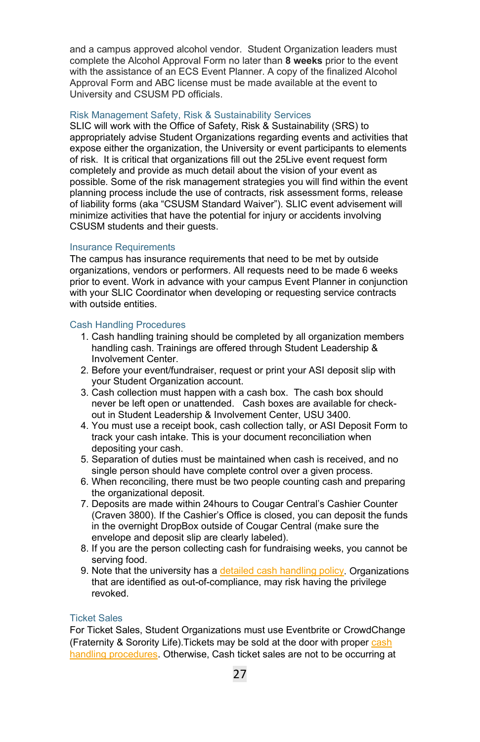and a campus approved alcohol vendor. Student Organization leaders must complete the Alcohol Approval Form no later than **8 weeks** prior to the event with the assistance of an ECS Event Planner. A copy of the finalized Alcohol Approval Form and ABC license must be made available at the event to University and CSUSM PD officials.

### Risk Management Safety, Risk & Sustainability Services

SLIC will work with the Office of Safety, Risk & Sustainability (SRS) to appropriately advise Student Organizations regarding events and activities that expose either the organization, the University or event participants to elements of risk. It is critical that organizations fill out the 25Live event request form completely and provide as much detail about the vision of your event as possible. Some of the risk management strategies you will find within the event planning process include the use of contracts, risk assessment forms, release of liability forms (aka "CSUSM Standard Waiver"). SLIC event advisement will minimize activities that have the potential for injury or accidents involving CSUSM students and their guests.

### Insurance Requirements

The campus has insurance requirements that need to be met by outside organizations, vendors or performers. All requests need to be made 6 weeks prior to event. Work in advance with your campus Event Planner in conjunction with your SLIC Coordinator when developing or requesting service contracts with outside entities.

### Cash Handling Procedures

1. Cash handling training should be completed by all organization members handling cash. Trainings are offered through Student Leadership & Involvement Center.
2. Before your event/fundraiser, request or print your ASI deposit slip with your Student Organization account.
3. Cash collection must happen with a cash box. The cash box should never be left open or unattended. Cash boxes are available for check-out in Student Leadership & Involvement Center, USU 3400.
4. You must use a receipt book, cash collection tally, or ASI Deposit Form to track your cash intake. This is your document reconciliation when depositing your cash.
5. Separation of duties must be maintained when cash is received, and no single person should have complete control over a given process.
6. When reconciling, there must be two people counting cash and preparing the organizational deposit.
7. Deposits are made within 24hours to Cougar Central's Cashier Counter (Craven 3800). If the Cashier's Office is closed, you can deposit the funds in the overnight DropBox outside of Cougar Central (make sure the envelope and deposit slip are clearly labeled).
8. If you are the person collecting cash for fundraising weeks, you cannot be serving food.
9. Note that the university has a detailed cash handling policy. Organizations that are identified as out-of-compliance, may risk having the privilege revoked.

### Ticket Sales

For Ticket Sales, Student Organizations must use Eventbrite or CrowdChange (Fraternity & Sorority Life).Tickets may be sold at the door with proper cash handling procedures. Otherwise, Cash ticket sales are not to be occurring at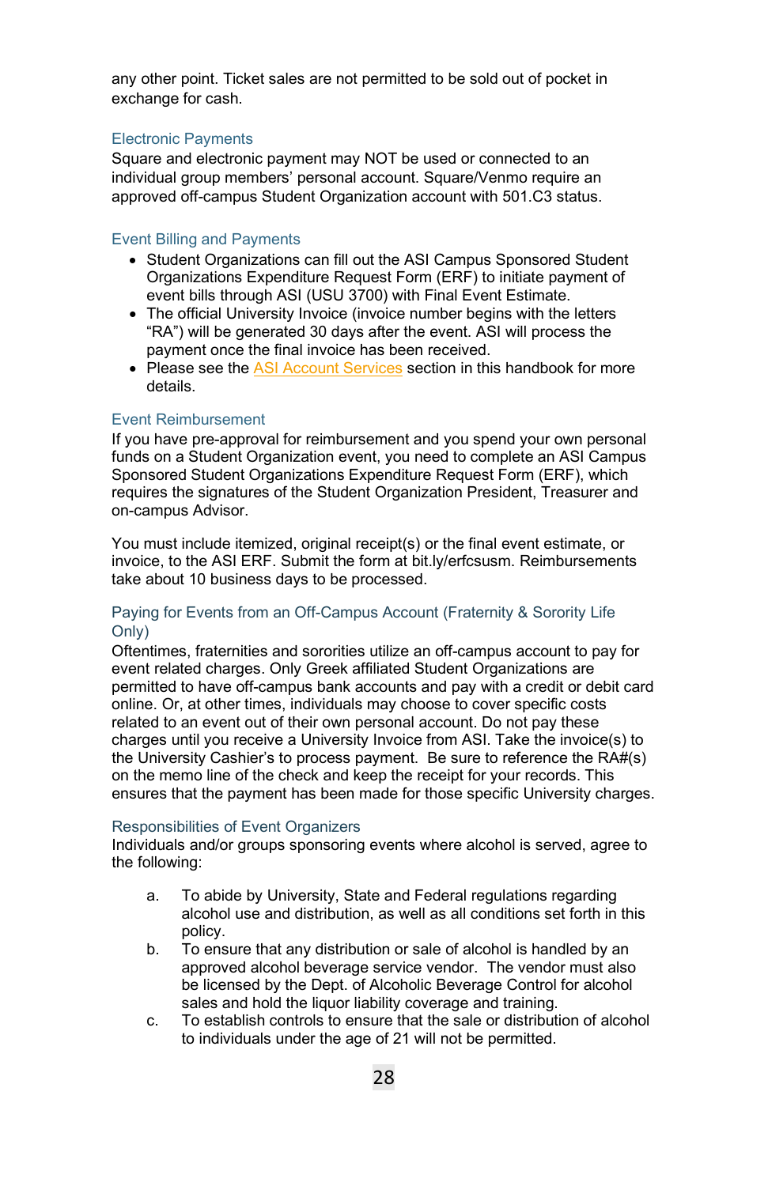any other point. Ticket sales are not permitted to be sold out of pocket in exchange for cash.

### Electronic Payments

Square and electronic payment may NOT be used or connected to an individual group members' personal account. Square/Venmo require an approved off-campus Student Organization account with 501.C3 status.

### Event Billing and Payments

- Student Organizations can fill out the ASI Campus Sponsored Student Organizations Expenditure Request Form (ERF) to initiate payment of event bills through ASI (USU 3700) with Final Event Estimate.
- The official University Invoice (invoice number begins with the letters "RA") will be generated 30 days after the event. ASI will process the payment once the final invoice has been received.
- Please see the ASI Account Services section in this handbook for more details.

### Event Reimbursement

If you have pre-approval for reimbursement and you spend your own personal funds on a Student Organization event, you need to complete an ASI Campus Sponsored Student Organizations Expenditure Request Form (ERF), which requires the signatures of the Student Organization President, Treasurer and on-campus Advisor.

You must include itemized, original receipt(s) or the final event estimate, or invoice, to the ASI ERF. Submit the form at bit.ly/erfcsusm. Reimbursements take about 10 business days to be processed.

### Paying for Events from an Off-Campus Account (Fraternity & Sorority Life Only)

Oftentimes, fraternities and sororities utilize an off-campus account to pay for event related charges. Only Greek affiliated Student Organizations are permitted to have off-campus bank accounts and pay with a credit or debit card online. Or, at other times, individuals may choose to cover specific costs related to an event out of their own personal account. Do not pay these charges until you receive a University Invoice from ASI. Take the invoice(s) to the University Cashier's to process payment. Be sure to reference the RA#(s) on the memo line of the check and keep the receipt for your records. This ensures that the payment has been made for those specific University charges.

### Responsibilities of Event Organizers

Individuals and/or groups sponsoring events where alcohol is served, agree to the following:

a. To abide by University, State and Federal regulations regarding alcohol use and distribution, as well as all conditions set forth in this policy.
b. To ensure that any distribution or sale of alcohol is handled by an approved alcohol beverage service vendor. The vendor must also be licensed by the Dept. of Alcoholic Beverage Control for alcohol sales and hold the liquor liability coverage and training.
c. To establish controls to ensure that the sale or distribution of alcohol to individuals under the age of 21 will not be permitted.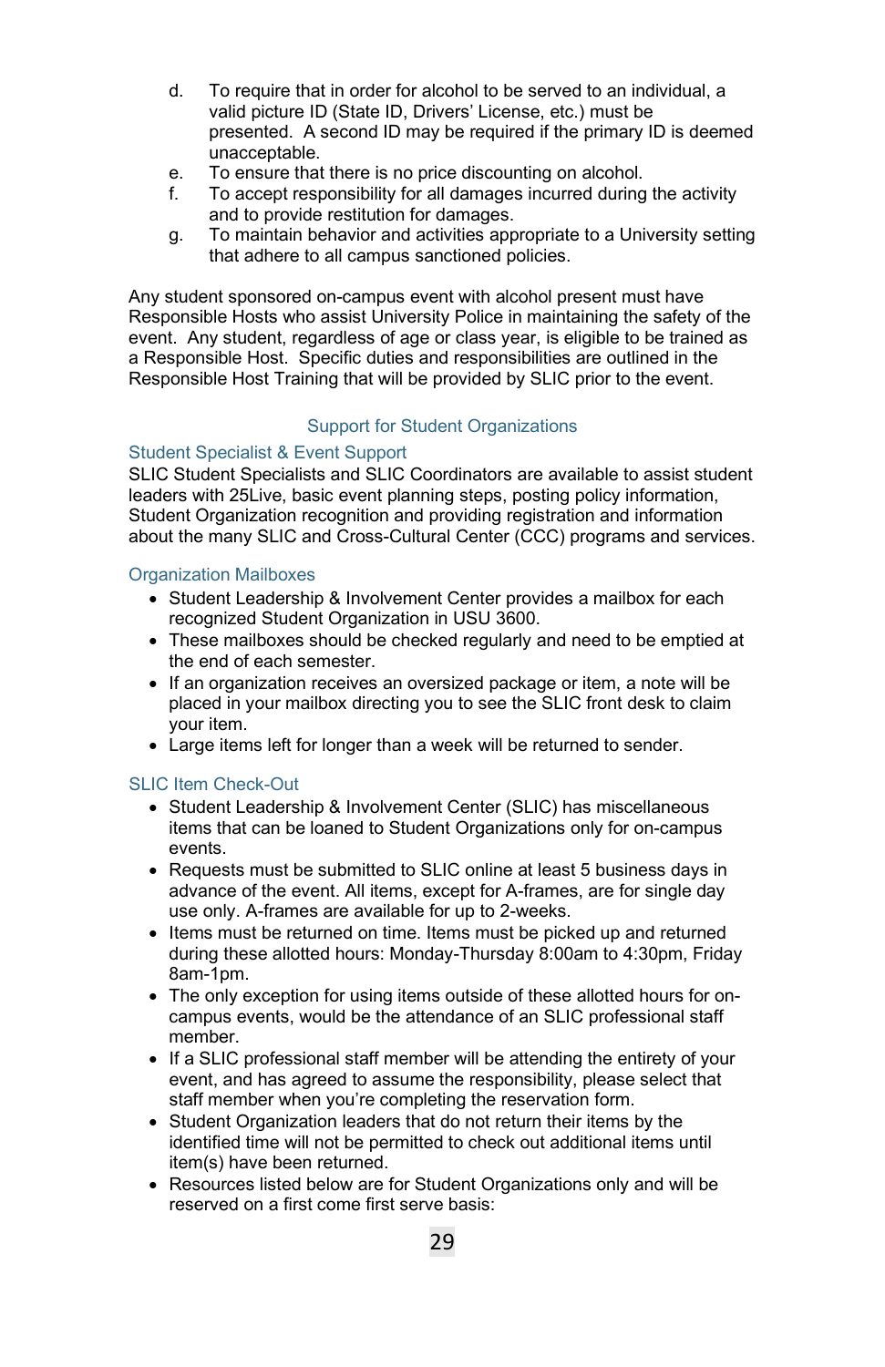d. To require that in order for alcohol to be served to an individual, a valid picture ID (State ID, Drivers' License, etc.) must be presented. A second ID may be required if the primary ID is deemed unacceptable.
e. To ensure that there is no price discounting on alcohol.
f. To accept responsibility for all damages incurred during the activity and to provide restitution for damages.
g. To maintain behavior and activities appropriate to a University setting that adhere to all campus sanctioned policies.

Any student sponsored on-campus event with alcohol present must have Responsible Hosts who assist University Police in maintaining the safety of the event. Any student, regardless of age or class year, is eligible to be trained as a Responsible Host. Specific duties and responsibilities are outlined in the Responsible Host Training that will be provided by SLIC prior to the event.

## Support for Student Organizations

### Student Specialist & Event Support

SLIC Student Specialists and SLIC Coordinators are available to assist student leaders with 25Live, basic event planning steps, posting policy information, Student Organization recognition and providing registration and information about the many SLIC and Cross-Cultural Center (CCC) programs and services.

### Organization Mailboxes

- Student Leadership & Involvement Center provides a mailbox for each recognized Student Organization in USU 3600.
- These mailboxes should be checked regularly and need to be emptied at the end of each semester.
- If an organization receives an oversized package or item, a note will be placed in your mailbox directing you to see the SLIC front desk to claim your item.
- Large items left for longer than a week will be returned to sender.

### SLIC Item Check-Out

- Student Leadership & Involvement Center (SLIC) has miscellaneous items that can be loaned to Student Organizations only for on-campus events.
- Requests must be submitted to SLIC online at least 5 business days in advance of the event. All items, except for A-frames, are for single day use only. A-frames are available for up to 2-weeks.
- Items must be returned on time. Items must be picked up and returned during these allotted hours: Monday-Thursday 8:00am to 4:30pm, Friday 8am-1pm.
- The only exception for using items outside of these allotted hours for on-campus events, would be the attendance of an SLIC professional staff member.
- If a SLIC professional staff member will be attending the entirety of your event, and has agreed to assume the responsibility, please select that staff member when you're completing the reservation form.
- Student Organization leaders that do not return their items by the identified time will not be permitted to check out additional items until item(s) have been returned.
- Resources listed below are for Student Organizations only and will be reserved on a first come first serve basis: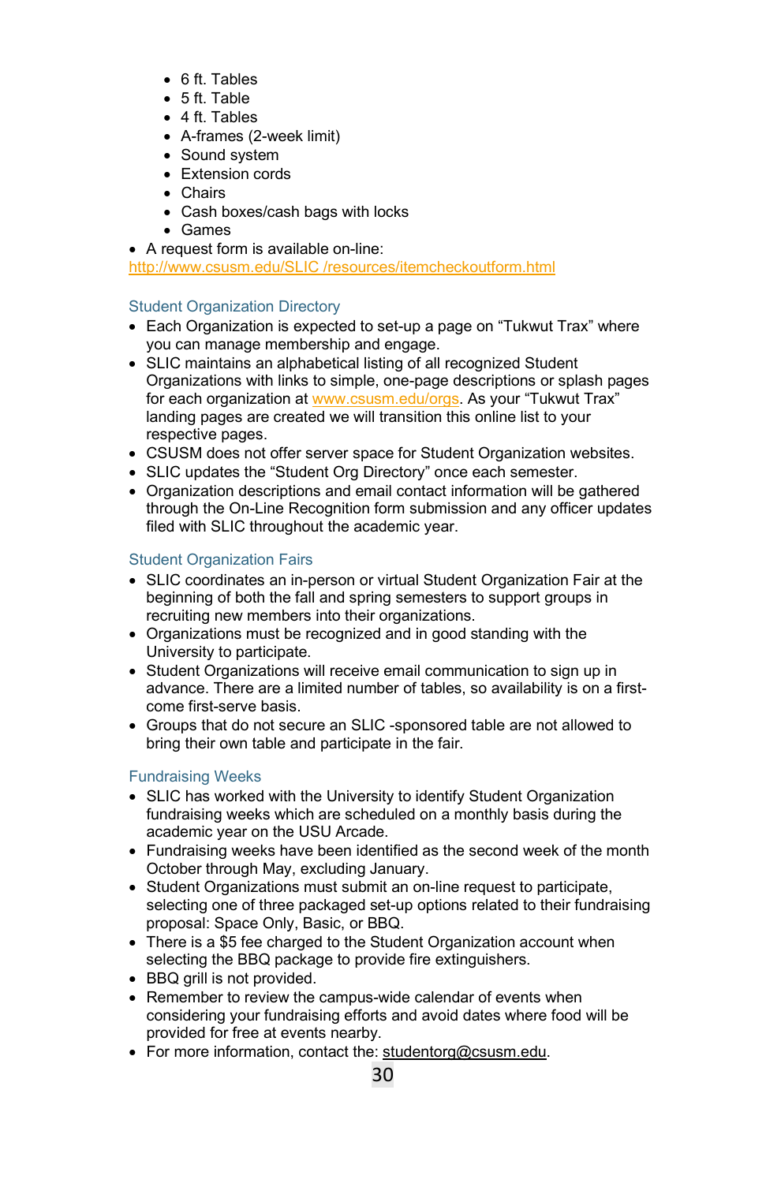- 6 ft. Tables
- 5 ft. Table
- 4 ft. Tables
- A-frames (2-week limit)
- Sound system
- Extension cords
- Chairs
- Cash boxes/cash bags with locks
- Games

- A request form is available on-line:

http://www.csusm.edu/SLIC /resources/itemcheckoutform.html

### Student Organization Directory

- Each Organization is expected to set-up a page on "Tukwut Trax" where you can manage membership and engage.
- SLIC maintains an alphabetical listing of all recognized Student Organizations with links to simple, one-page descriptions or splash pages for each organization at www.csusm.edu/orgs. As your "Tukwut Trax" landing pages are created we will transition this online list to your respective pages.
- CSUSM does not offer server space for Student Organization websites.
- SLIC updates the "Student Org Directory" once each semester.
- Organization descriptions and email contact information will be gathered through the On-Line Recognition form submission and any officer updates filed with SLIC throughout the academic year.

### Student Organization Fairs

- SLIC coordinates an in-person or virtual Student Organization Fair at the beginning of both the fall and spring semesters to support groups in recruiting new members into their organizations.
- Organizations must be recognized and in good standing with the University to participate.
- Student Organizations will receive email communication to sign up in advance. There are a limited number of tables, so availability is on a first-come first-serve basis.
- Groups that do not secure an SLIC -sponsored table are not allowed to bring their own table and participate in the fair.

### Fundraising Weeks

- SLIC has worked with the University to identify Student Organization fundraising weeks which are scheduled on a monthly basis during the academic year on the USU Arcade.
- Fundraising weeks have been identified as the second week of the month October through May, excluding January.
- Student Organizations must submit an on-line request to participate, selecting one of three packaged set-up options related to their fundraising proposal: Space Only, Basic, or BBQ.
- There is a $5 fee charged to the Student Organization account when selecting the BBQ package to provide fire extinguishers.
- BBQ grill is not provided.
- Remember to review the campus-wide calendar of events when considering your fundraising efforts and avoid dates where food will be provided for free at events nearby.
- For more information, contact the: studentorg@csusm.edu.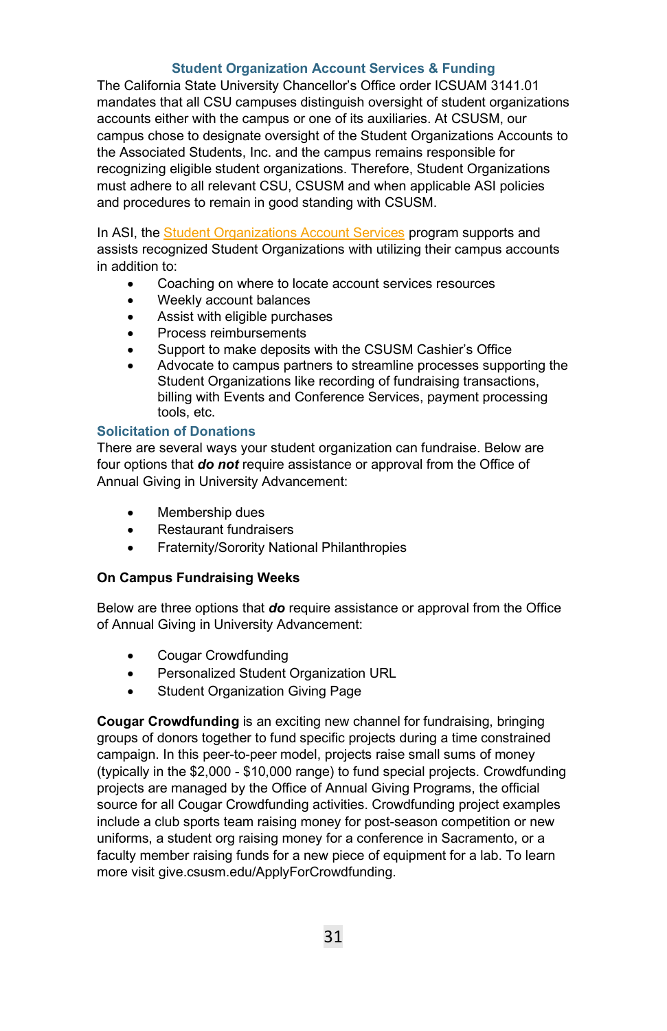## Student Organization Account Services & Funding

The California State University Chancellor's Office order ICSUAM 3141.01 mandates that all CSU campuses distinguish oversight of student organizations accounts either with the campus or one of its auxiliaries. At CSUSM, our campus chose to designate oversight of the Student Organizations Accounts to the Associated Students, Inc. and the campus remains responsible for recognizing eligible student organizations. Therefore, Student Organizations must adhere to all relevant CSU, CSUSM and when applicable ASI policies and procedures to remain in good standing with CSUSM.

In ASI, the Student Organizations Account Services program supports and assists recognized Student Organizations with utilizing their campus accounts in addition to:

- Coaching on where to locate account services resources
- Weekly account balances
- Assist with eligible purchases
- Process reimbursements
- Support to make deposits with the CSUSM Cashier's Office
- Advocate to campus partners to streamline processes supporting the Student Organizations like recording of fundraising transactions, billing with Events and Conference Services, payment processing tools, etc.

### Solicitation of Donations

There are several ways your student organization can fundraise. Below are four options that ***do not*** require assistance or approval from the Office of Annual Giving in University Advancement:

- Membership dues
- Restaurant fundraisers
- Fraternity/Sorority National Philanthropies

**On Campus Fundraising Weeks**

Below are three options that ***do*** require assistance or approval from the Office of Annual Giving in University Advancement:

- Cougar Crowdfunding
- Personalized Student Organization URL
- Student Organization Giving Page

**Cougar Crowdfunding** is an exciting new channel for fundraising, bringing groups of donors together to fund specific projects during a time constrained campaign. In this peer-to-peer model, projects raise small sums of money (typically in the $2,000 - $10,000 range) to fund special projects. Crowdfunding projects are managed by the Office of Annual Giving Programs, the official source for all Cougar Crowdfunding activities. Crowdfunding project examples include a club sports team raising money for post-season competition or new uniforms, a student org raising money for a conference in Sacramento, or a faculty member raising funds for a new piece of equipment for a lab. To learn more visit give.csusm.edu/ApplyForCrowdfunding.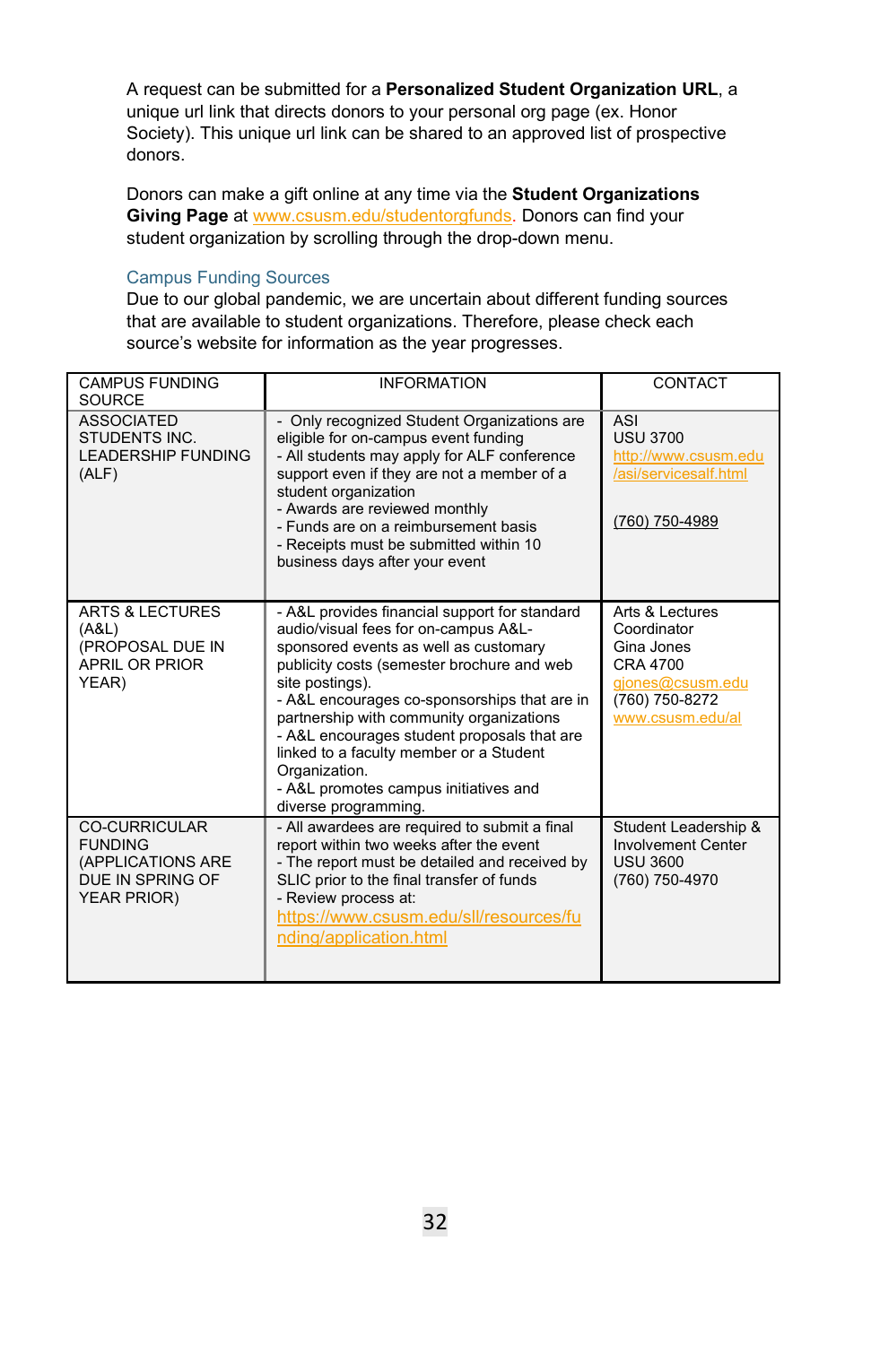A request can be submitted for a **Personalized Student Organization URL**, a unique url link that directs donors to your personal org page (ex. Honor Society). This unique url link can be shared to an approved list of prospective donors.

Donors can make a gift online at any time via the **Student Organizations Giving Page** at www.csusm.edu/studentorgfunds. Donors can find your student organization by scrolling through the drop-down menu.

### Campus Funding Sources

Due to our global pandemic, we are uncertain about different funding sources that are available to student organizations. Therefore, please check each source's website for information as the year progresses.

| CAMPUS FUNDING SOURCE | INFORMATION | CONTACT |
|---|---|---|
| ASSOCIATED STUDENTS INC. LEADERSHIP FUNDING (ALF) | - Only recognized Student Organizations are eligible for on-campus event funding<br>- All students may apply for ALF conference support even if they are not a member of a student organization<br>- Awards are reviewed monthly<br>- Funds are on a reimbursement basis<br>- Receipts must be submitted within 10 business days after your event | ASI<br>USU 3700<br>http://www.csusm.edu/asi/servicesalf.html<br><br>(760) 750-4989 |
| ARTS & LECTURES (A&L) (PROPOSAL DUE IN APRIL OR PRIOR YEAR) | - A&L provides financial support for standard audio/visual fees for on-campus A&L-sponsored events as well as customary publicity costs (semester brochure and web site postings).<br>- A&L encourages co-sponsorships that are in partnership with community organizations<br>- A&L encourages student proposals that are linked to a faculty member or a Student Organization.<br>- A&L promotes campus initiatives and diverse programming. | Arts & Lectures Coordinator<br>Gina Jones<br>CRA 4700<br>gjones@csusm.edu<br>(760) 750-8272<br>www.csusm.edu/al |
| CO-CURRICULAR FUNDING (APPLICATIONS ARE DUE IN SPRING OF YEAR PRIOR) | - All awardees are required to submit a final report within two weeks after the event<br>- The report must be detailed and received by SLIC prior to the final transfer of funds<br>- Review process at: https://www.csusm.edu/sll/resources/funding/application.html | Student Leadership & Involvement Center<br>USU 3600<br>(760) 750-4970 |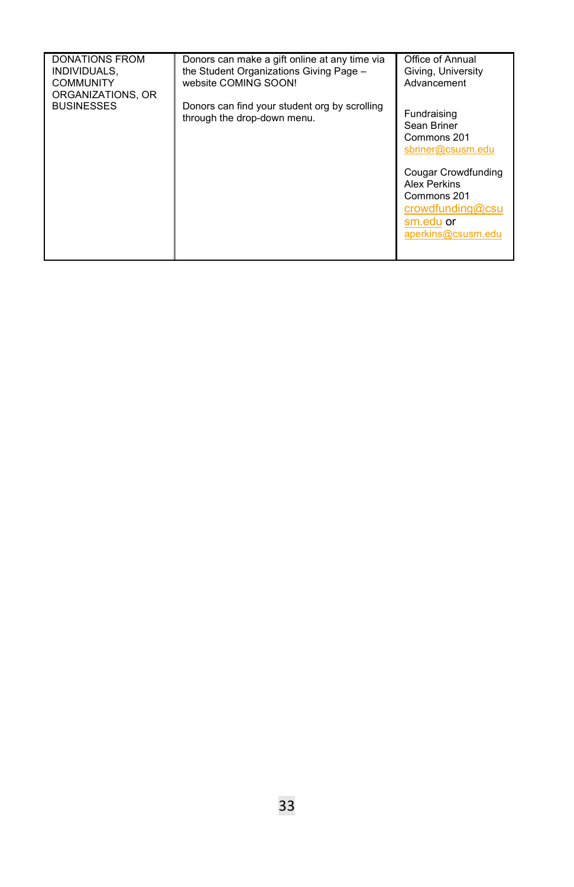| | | |
|---|---|---|
| DONATIONS FROM INDIVIDUALS, COMMUNITY ORGANIZATIONS, OR BUSINESSES | Donors can make a gift online at any time via the Student Organizations Giving Page – website COMING SOON!<br><br>Donors can find your student org by scrolling through the drop-down menu. | Office of Annual Giving, University Advancement<br><br>Fundraising<br>Sean Briner<br>Commons 201<br>sbriner@csusm.edu<br><br>Cougar Crowdfunding<br>Alex Perkins<br>Commons 201<br>crowdfunding@csusm.edu or aperkins@csusm.edu |